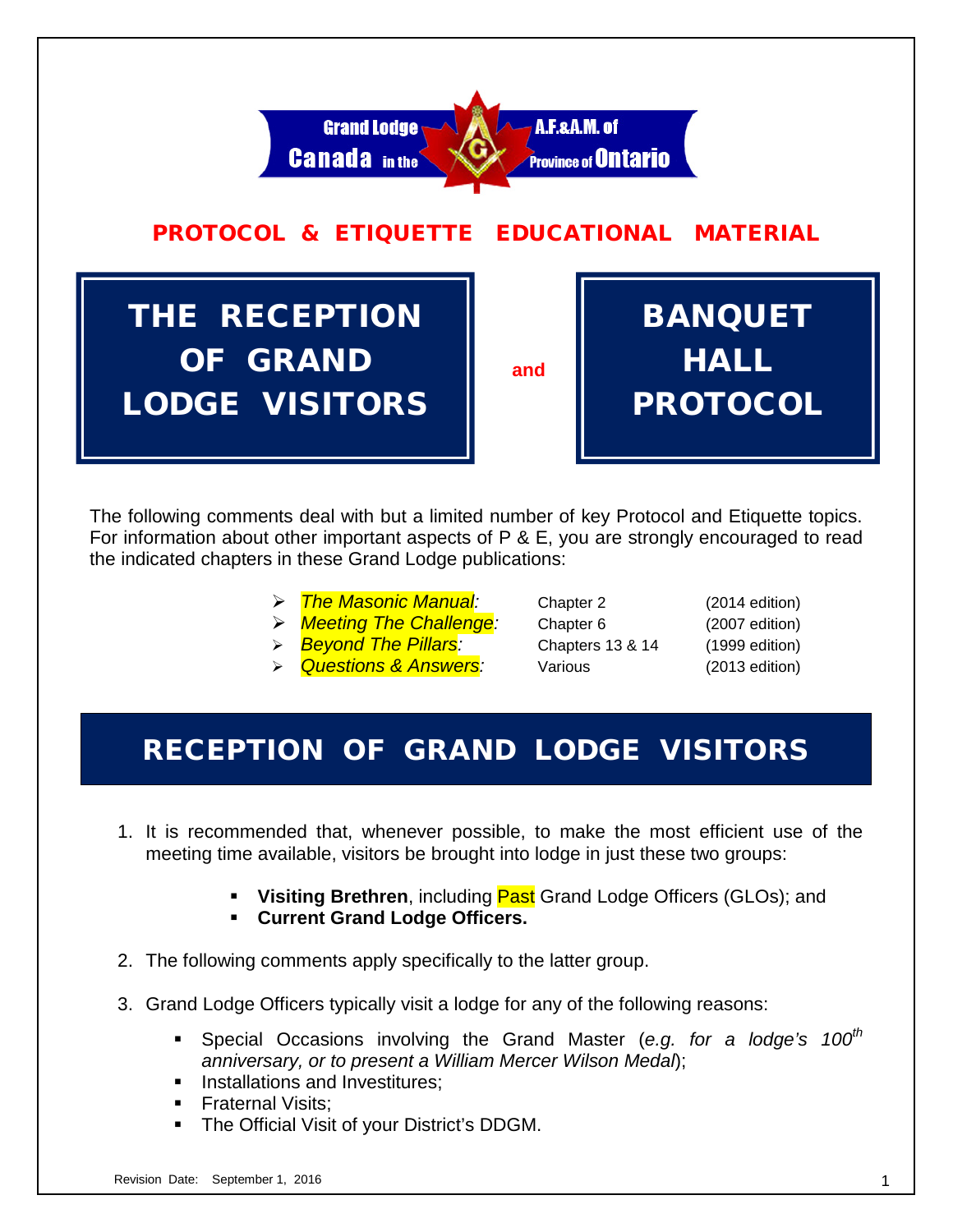Grand Lodge A.F.&A.M. of Canada in the Province of Ontario

# PROTOCOL & ETIQUETTE EDUCATIONAL MATERIAL

# THE RECEPTION OF GRAND LODGE VISITORS and BANQUET HALL PROTOCOL

The following comments deal with but a limited number of key Protocol and Etiquette topics. For information about other important aspects of P & E, you are strongly encouraged to read the indicated chapters in these Grand Lodge publications:

| | | |
|---|---|---|
| *The Masonic Manual:* | Chapter 2 | (2014 edition) |
| *Meeting The Challenge:* | Chapter 6 | (2007 edition) |
| *Beyond The Pillars:* | Chapters 13 & 14 | (1999 edition) |
| *Questions & Answers:* | Various | (2013 edition) |

## RECEPTION OF GRAND LODGE VISITORS

1. It is recommended that, whenever possible, to make the most efficient use of the meeting time available, visitors be brought into lodge in just these two groups:
   - **Visiting Brethren**, including Past Grand Lodge Officers (GLOs); and
   - **Current Grand Lodge Officers.**
2. The following comments apply specifically to the latter group.
3. Grand Lodge Officers typically visit a lodge for any of the following reasons:
   - Special Occasions involving the Grand Master (*e.g. for a lodge's 100th anniversary, or to present a William Mercer Wilson Medal*);
   - Installations and Investitures;
   - Fraternal Visits;
   - The Official Visit of your District's DDGM.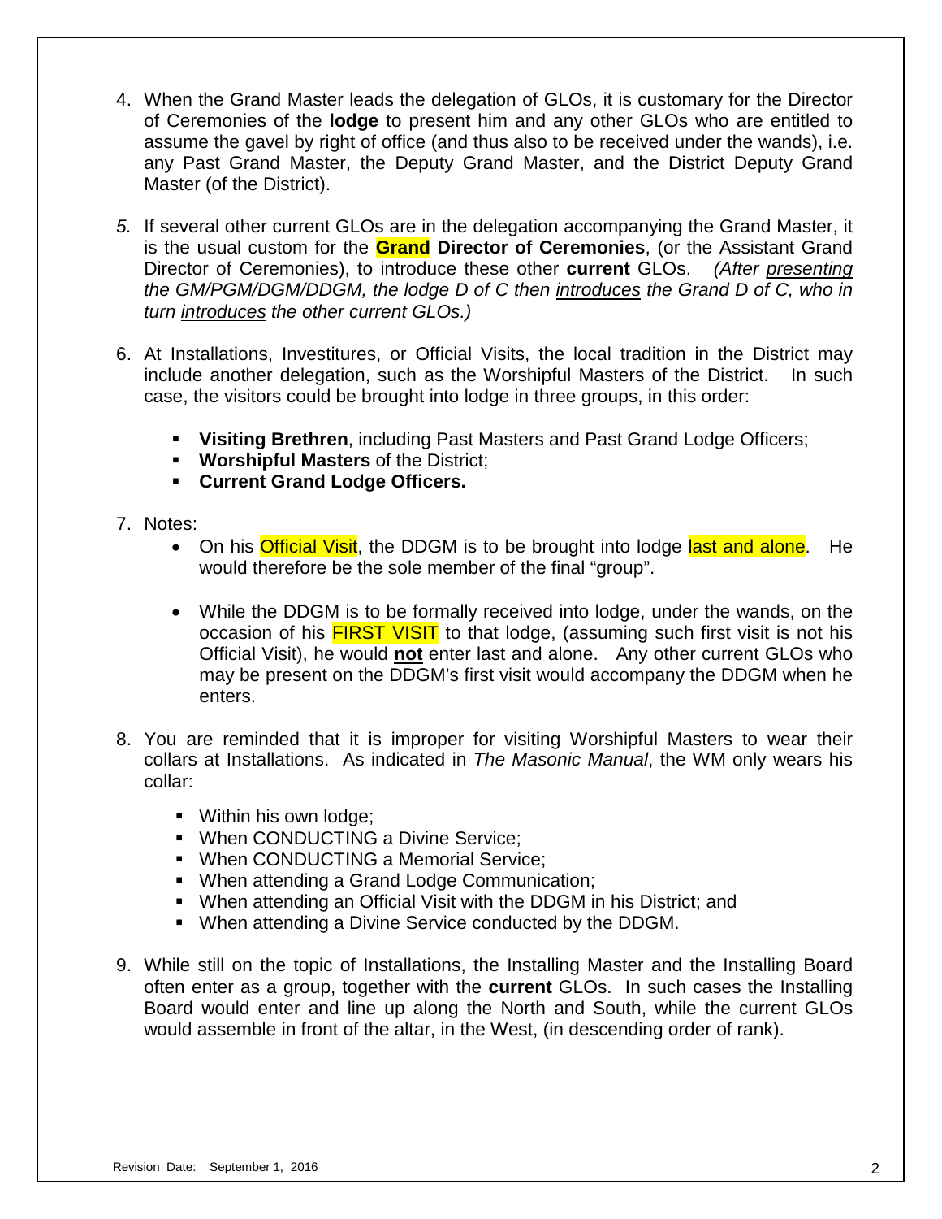4. When the Grand Master leads the delegation of GLOs, it is customary for the Director of Ceremonies of the **lodge** to present him and any other GLOs who are entitled to assume the gavel by right of office (and thus also to be received under the wands), i.e. any Past Grand Master, the Deputy Grand Master, and the District Deputy Grand Master (of the District).

5. If several other current GLOs are in the delegation accompanying the Grand Master, it is the usual custom for the **Grand Director of Ceremonies**, (or the Assistant Grand Director of Ceremonies), to introduce these other **current** GLOs. *(After presenting the GM/PGM/DGM/DDGM, the lodge D of C then introduces the Grand D of C, who in turn introduces the other current GLOs.)*

6. At Installations, Investitures, or Official Visits, the local tradition in the District may include another delegation, such as the Worshipful Masters of the District. In such case, the visitors could be brought into lodge in three groups, in this order:

   - **Visiting Brethren**, including Past Masters and Past Grand Lodge Officers;
   - **Worshipful Masters** of the District;
   - **Current Grand Lodge Officers.**

7. Notes:
   - On his Official Visit, the DDGM is to be brought into lodge last and alone. He would therefore be the sole member of the final "group".
   - While the DDGM is to be formally received into lodge, under the wands, on the occasion of his FIRST VISIT to that lodge, (assuming such first visit is not his Official Visit), he would **not** enter last and alone. Any other current GLOs who may be present on the DDGM's first visit would accompany the DDGM when he enters.

8. You are reminded that it is improper for visiting Worshipful Masters to wear their collars at Installations. As indicated in *The Masonic Manual*, the WM only wears his collar:

   - Within his own lodge;
   - When CONDUCTING a Divine Service;
   - When CONDUCTING a Memorial Service;
   - When attending a Grand Lodge Communication;
   - When attending an Official Visit with the DDGM in his District; and
   - When attending a Divine Service conducted by the DDGM.

9. While still on the topic of Installations, the Installing Master and the Installing Board often enter as a group, together with the **current** GLOs. In such cases the Installing Board would enter and line up along the North and South, while the current GLOs would assemble in front of the altar, in the West, (in descending order of rank).

Revision Date: September 1, 2016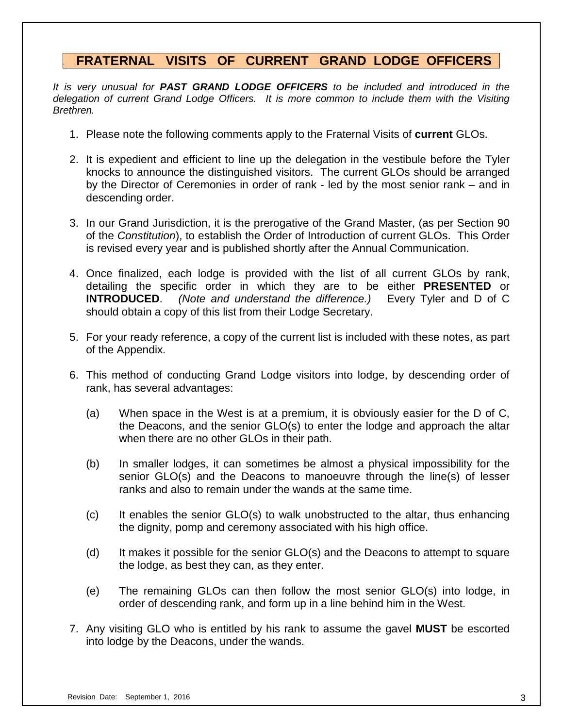## FRATERNAL VISITS OF CURRENT GRAND LODGE OFFICERS

*It is very unusual for **PAST GRAND LODGE OFFICERS** to be included and introduced in the delegation of current Grand Lodge Officers. It is more common to include them with the Visiting Brethren.*

1. Please note the following comments apply to the Fraternal Visits of **current** GLOs.

2. It is expedient and efficient to line up the delegation in the vestibule before the Tyler knocks to announce the distinguished visitors. The current GLOs should be arranged by the Director of Ceremonies in order of rank - led by the most senior rank – and in descending order.

3. In our Grand Jurisdiction, it is the prerogative of the Grand Master, (as per Section 90 of the *Constitution*), to establish the Order of Introduction of current GLOs. This Order is revised every year and is published shortly after the Annual Communication.

4. Once finalized, each lodge is provided with the list of all current GLOs by rank, detailing the specific order in which they are to be either **PRESENTED** or **INTRODUCED**. *(Note and understand the difference.)* Every Tyler and D of C should obtain a copy of this list from their Lodge Secretary.

5. For your ready reference, a copy of the current list is included with these notes, as part of the Appendix.

6. This method of conducting Grand Lodge visitors into lodge, by descending order of rank, has several advantages:

   (a) When space in the West is at a premium, it is obviously easier for the D of C, the Deacons, and the senior GLO(s) to enter the lodge and approach the altar when there are no other GLOs in their path.

   (b) In smaller lodges, it can sometimes be almost a physical impossibility for the senior GLO(s) and the Deacons to manoeuvre through the line(s) of lesser ranks and also to remain under the wands at the same time.

   (c) It enables the senior GLO(s) to walk unobstructed to the altar, thus enhancing the dignity, pomp and ceremony associated with his high office.

   (d) It makes it possible for the senior GLO(s) and the Deacons to attempt to square the lodge, as best they can, as they enter.

   (e) The remaining GLOs can then follow the most senior GLO(s) into lodge, in order of descending rank, and form up in a line behind him in the West.

7. Any visiting GLO who is entitled by his rank to assume the gavel **MUST** be escorted into lodge by the Deacons, under the wands.

Revision Date: September 1, 2016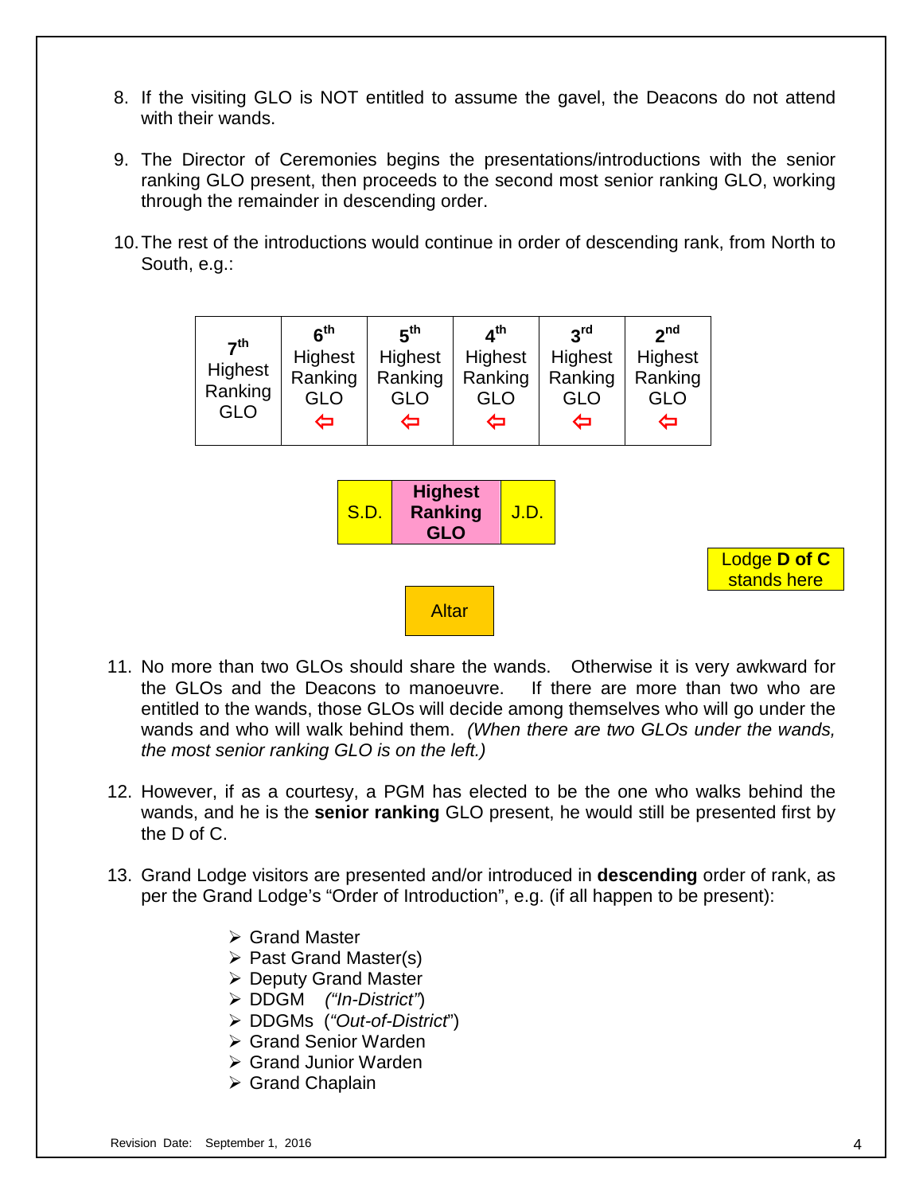8. If the visiting GLO is NOT entitled to assume the gavel, the Deacons do not attend with their wands.

9. The Director of Ceremonies begins the presentations/introductions with the senior ranking GLO present, then proceeds to the second most senior ranking GLO, working through the remainder in descending order.

10. The rest of the introductions would continue in order of descending rank, from North to South, e.g.:

| 7th Highest Ranking GLO | 6th Highest Ranking GLO ⇦ | 5th Highest Ranking GLO ⇦ | 4th Highest Ranking GLO ⇦ | 3rd Highest Ranking GLO ⇦ | 2nd Highest Ranking GLO ⇦ |
|---|---|---|---|---|---|

| S.D. | **Highest Ranking GLO** | J.D. |
|---|---|---|

Lodge **D of C** stands here

Altar

11. No more than two GLOs should share the wands. Otherwise it is very awkward for the GLOs and the Deacons to manoeuvre. If there are more than two who are entitled to the wands, those GLOs will decide among themselves who will go under the wands and who will walk behind them. *(When there are two GLOs under the wands, the most senior ranking GLO is on the left.)*

12. However, if as a courtesy, a PGM has elected to be the one who walks behind the wands, and he is the **senior ranking** GLO present, he would still be presented first by the D of C.

13. Grand Lodge visitors are presented and/or introduced in **descending** order of rank, as per the Grand Lodge's "Order of Introduction", e.g. (if all happen to be present):

    - Grand Master
    - Past Grand Master(s)
    - Deputy Grand Master
    - DDGM *("In-District")*
    - DDGMs (*"Out-of-District"*)
    - Grand Senior Warden
    - Grand Junior Warden
    - Grand Chaplain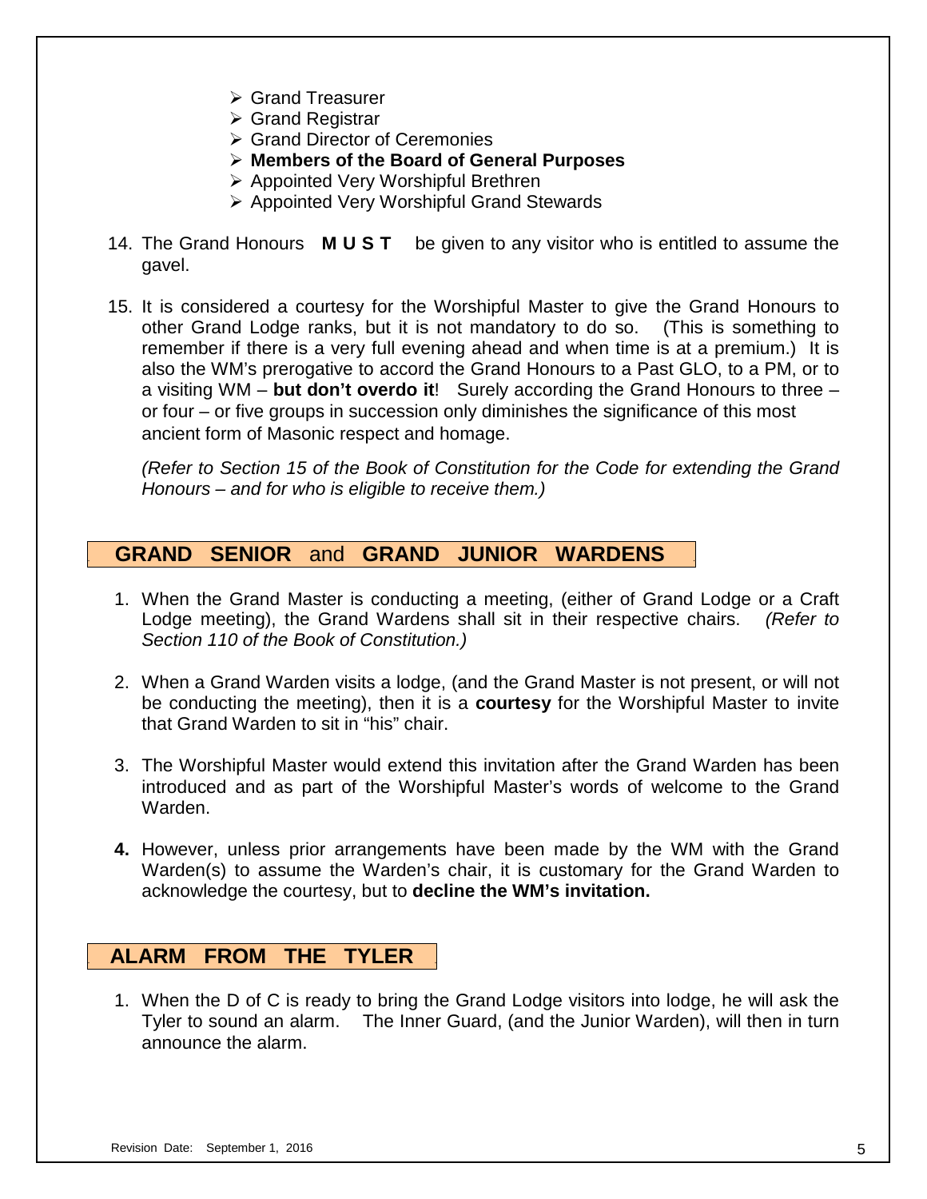- Grand Treasurer
- Grand Registrar
- Grand Director of Ceremonies
- **Members of the Board of General Purposes**
- Appointed Very Worshipful Brethren
- Appointed Very Worshipful Grand Stewards

14. The Grand Honours **M U S T** be given to any visitor who is entitled to assume the gavel.

15. It is considered a courtesy for the Worshipful Master to give the Grand Honours to other Grand Lodge ranks, but it is not mandatory to do so. (This is something to remember if there is a very full evening ahead and when time is at a premium.) It is also the WM's prerogative to accord the Grand Honours to a Past GLO, to a PM, or to a visiting WM – **but don't overdo it**! Surely according the Grand Honours to three – or four – or five groups in succession only diminishes the significance of this most ancient form of Masonic respect and homage.

    *(Refer to Section 15 of the Book of Constitution for the Code for extending the Grand Honours – and for who is eligible to receive them.)*

## GRAND SENIOR and GRAND JUNIOR WARDENS

1. When the Grand Master is conducting a meeting, (either of Grand Lodge or a Craft Lodge meeting), the Grand Wardens shall sit in their respective chairs. *(Refer to Section 110 of the Book of Constitution.)*

2. When a Grand Warden visits a lodge, (and the Grand Master is not present, or will not be conducting the meeting), then it is a **courtesy** for the Worshipful Master to invite that Grand Warden to sit in "his" chair.

3. The Worshipful Master would extend this invitation after the Grand Warden has been introduced and as part of the Worshipful Master's words of welcome to the Grand Warden.

4. However, unless prior arrangements have been made by the WM with the Grand Warden(s) to assume the Warden's chair, it is customary for the Grand Warden to acknowledge the courtesy, but to **decline the WM's invitation.**

## ALARM FROM THE TYLER

1. When the D of C is ready to bring the Grand Lodge visitors into lodge, he will ask the Tyler to sound an alarm. The Inner Guard, (and the Junior Warden), will then in turn announce the alarm.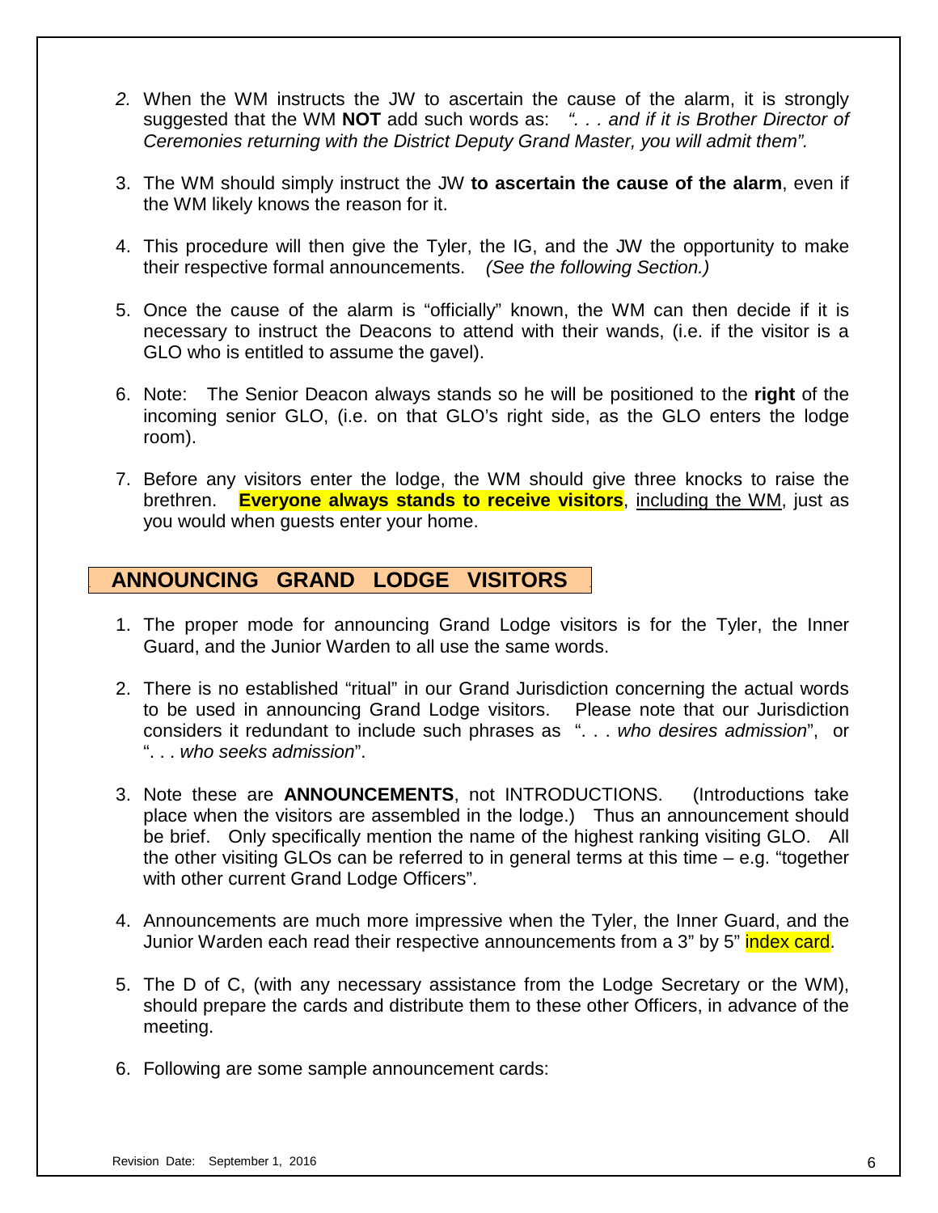2. When the WM instructs the JW to ascertain the cause of the alarm, it is strongly suggested that the WM **NOT** add such words as: *". . . and if it is Brother Director of Ceremonies returning with the District Deputy Grand Master, you will admit them".*

3. The WM should simply instruct the JW **to ascertain the cause of the alarm**, even if the WM likely knows the reason for it.

4. This procedure will then give the Tyler, the IG, and the JW the opportunity to make their respective formal announcements. *(See the following Section.)*

5. Once the cause of the alarm is "officially" known, the WM can then decide if it is necessary to instruct the Deacons to attend with their wands, (i.e. if the visitor is a GLO who is entitled to assume the gavel).

6. Note: The Senior Deacon always stands so he will be positioned to the **right** of the incoming senior GLO, (i.e. on that GLO's right side, as the GLO enters the lodge room).

7. Before any visitors enter the lodge, the WM should give three knocks to raise the brethren. **Everyone always stands to receive visitors**, including the WM, just as you would when guests enter your home.

## ANNOUNCING GRAND LODGE VISITORS

1. The proper mode for announcing Grand Lodge visitors is for the Tyler, the Inner Guard, and the Junior Warden to all use the same words.

2. There is no established "ritual" in our Grand Jurisdiction concerning the actual words to be used in announcing Grand Lodge visitors. Please note that our Jurisdiction considers it redundant to include such phrases as ". . . *who desires admission*", or ". . . *who seeks admission*".

3. Note these are **ANNOUNCEMENTS**, not INTRODUCTIONS. (Introductions take place when the visitors are assembled in the lodge.) Thus an announcement should be brief. Only specifically mention the name of the highest ranking visiting GLO. All the other visiting GLOs can be referred to in general terms at this time – e.g. "together with other current Grand Lodge Officers".

4. Announcements are much more impressive when the Tyler, the Inner Guard, and the Junior Warden each read their respective announcements from a 3" by 5" index card.

5. The D of C, (with any necessary assistance from the Lodge Secretary or the WM), should prepare the cards and distribute them to these other Officers, in advance of the meeting.

6. Following are some sample announcement cards:

Revision Date: September 1, 2016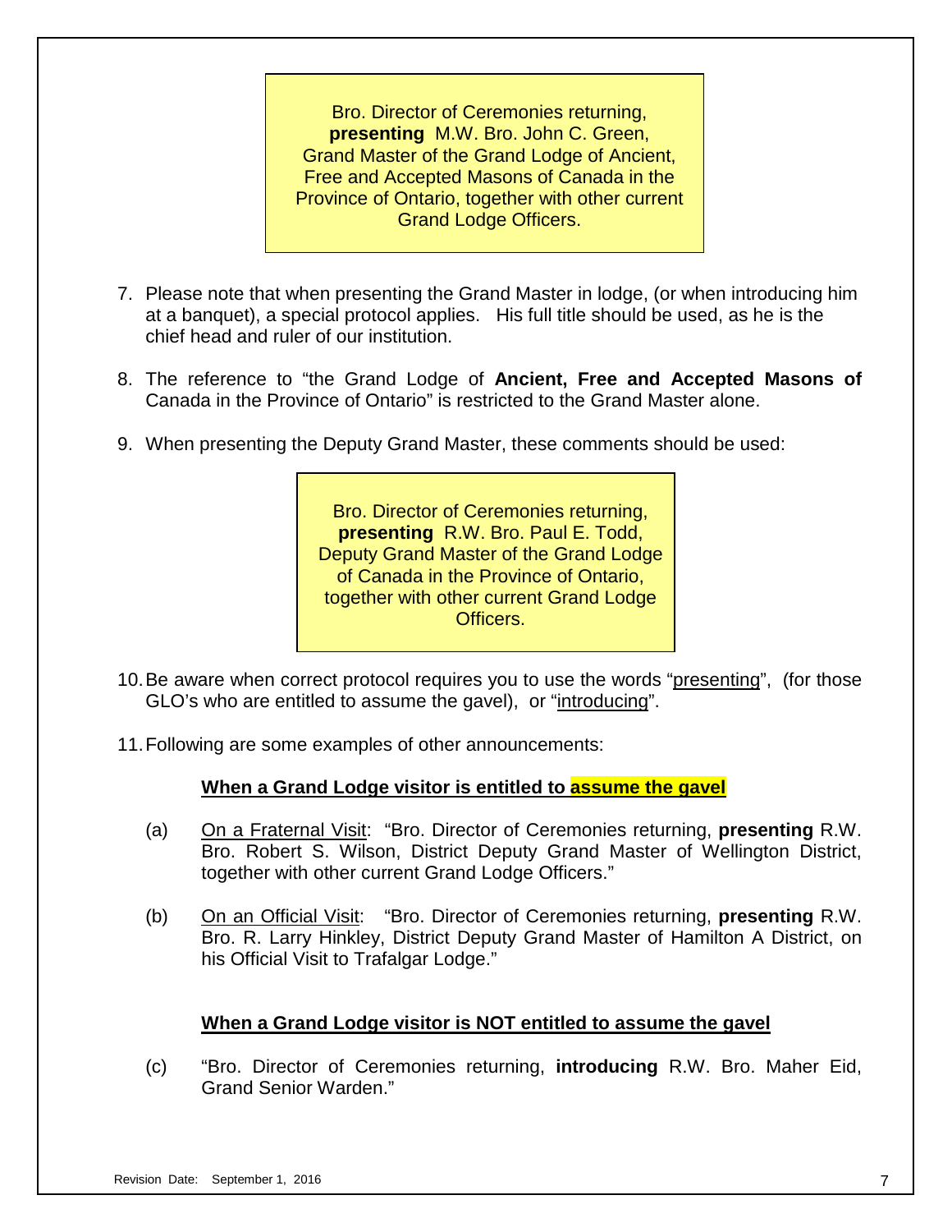> Bro. Director of Ceremonies returning, **presenting** M.W. Bro. John C. Green, Grand Master of the Grand Lodge of Ancient, Free and Accepted Masons of Canada in the Province of Ontario, together with other current Grand Lodge Officers.

7. Please note that when presenting the Grand Master in lodge, (or when introducing him at a banquet), a special protocol applies. His full title should be used, as he is the chief head and ruler of our institution.

8. The reference to "the Grand Lodge of **Ancient, Free and Accepted Masons of** Canada in the Province of Ontario" is restricted to the Grand Master alone.

9. When presenting the Deputy Grand Master, these comments should be used:

> Bro. Director of Ceremonies returning, **presenting** R.W. Bro. Paul E. Todd, Deputy Grand Master of the Grand Lodge of Canada in the Province of Ontario, together with other current Grand Lodge Officers.

10. Be aware when correct protocol requires you to use the words "presenting", (for those GLO's who are entitled to assume the gavel), or "introducing".

11. Following are some examples of other announcements:

**When a Grand Lodge visitor is entitled to assume the gavel**

(a) On a Fraternal Visit: "Bro. Director of Ceremonies returning, **presenting** R.W. Bro. Robert S. Wilson, District Deputy Grand Master of Wellington District, together with other current Grand Lodge Officers."

(b) On an Official Visit: "Bro. Director of Ceremonies returning, **presenting** R.W. Bro. R. Larry Hinkley, District Deputy Grand Master of Hamilton A District, on his Official Visit to Trafalgar Lodge."

**When a Grand Lodge visitor is NOT entitled to assume the gavel**

(c) "Bro. Director of Ceremonies returning, **introducing** R.W. Bro. Maher Eid, Grand Senior Warden."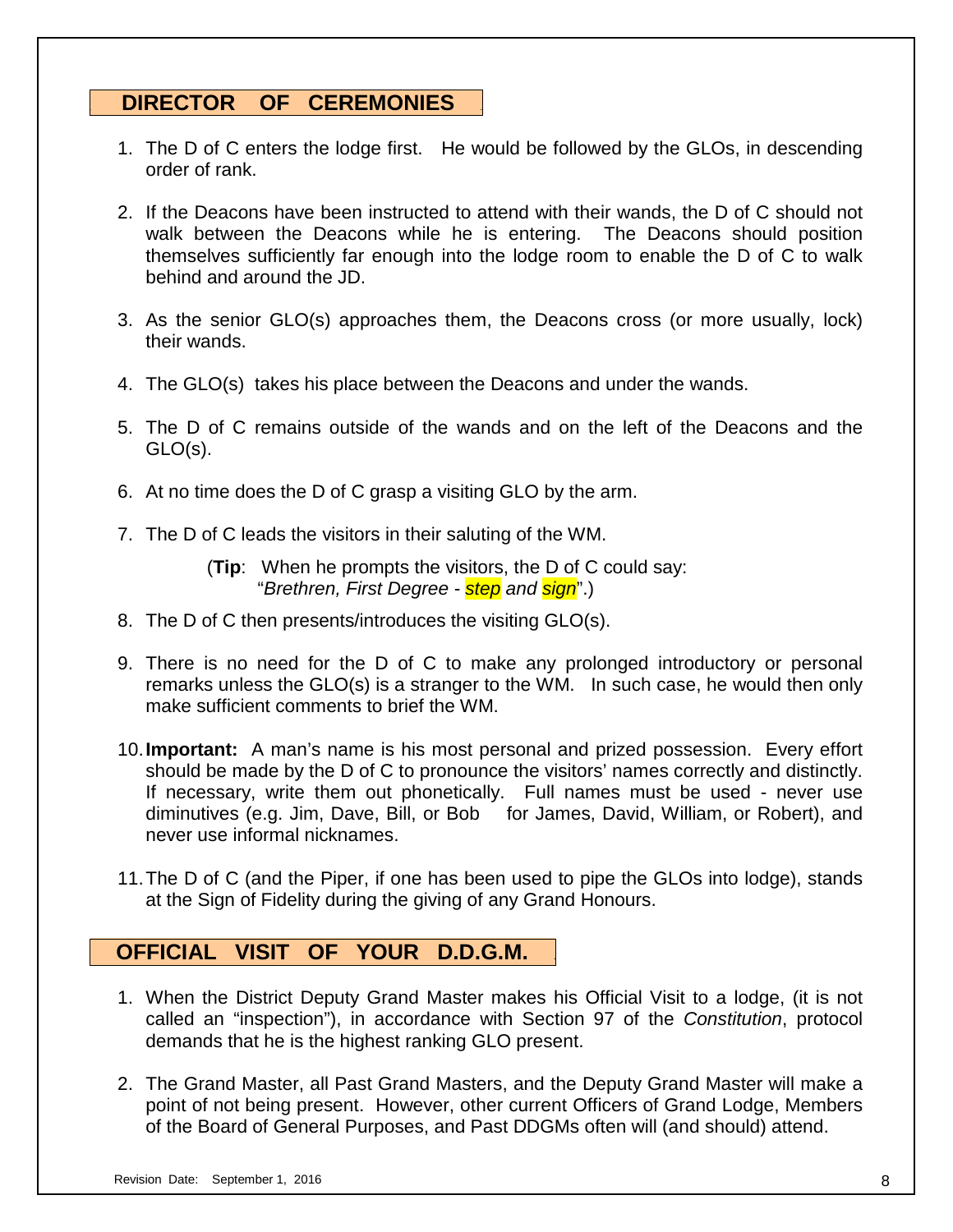## DIRECTOR OF CEREMONIES

1. The D of C enters the lodge first. He would be followed by the GLOs, in descending order of rank.

2. If the Deacons have been instructed to attend with their wands, the D of C should not walk between the Deacons while he is entering. The Deacons should position themselves sufficiently far enough into the lodge room to enable the D of C to walk behind and around the JD.

3. As the senior GLO(s) approaches them, the Deacons cross (or more usually, lock) their wands.

4. The GLO(s) takes his place between the Deacons and under the wands.

5. The D of C remains outside of the wands and on the left of the Deacons and the GLO(s).

6. At no time does the D of C grasp a visiting GLO by the arm.

7. The D of C leads the visitors in their saluting of the WM.

   (**Tip**: When he prompts the visitors, the D of C could say: "*Brethren, First Degree - step and sign*".)

8. The D of C then presents/introduces the visiting GLO(s).

9. There is no need for the D of C to make any prolonged introductory or personal remarks unless the GLO(s) is a stranger to the WM. In such case, he would then only make sufficient comments to brief the WM.

10. **Important:** A man's name is his most personal and prized possession. Every effort should be made by the D of C to pronounce the visitors' names correctly and distinctly. If necessary, write them out phonetically. Full names must be used - never use diminutives (e.g. Jim, Dave, Bill, or Bob for James, David, William, or Robert), and never use informal nicknames.

11. The D of C (and the Piper, if one has been used to pipe the GLOs into lodge), stands at the Sign of Fidelity during the giving of any Grand Honours.

## OFFICIAL VISIT OF YOUR D.D.G.M.

1. When the District Deputy Grand Master makes his Official Visit to a lodge, (it is not called an "inspection"), in accordance with Section 97 of the *Constitution*, protocol demands that he is the highest ranking GLO present.

2. The Grand Master, all Past Grand Masters, and the Deputy Grand Master will make a point of not being present. However, other current Officers of Grand Lodge, Members of the Board of General Purposes, and Past DDGMs often will (and should) attend.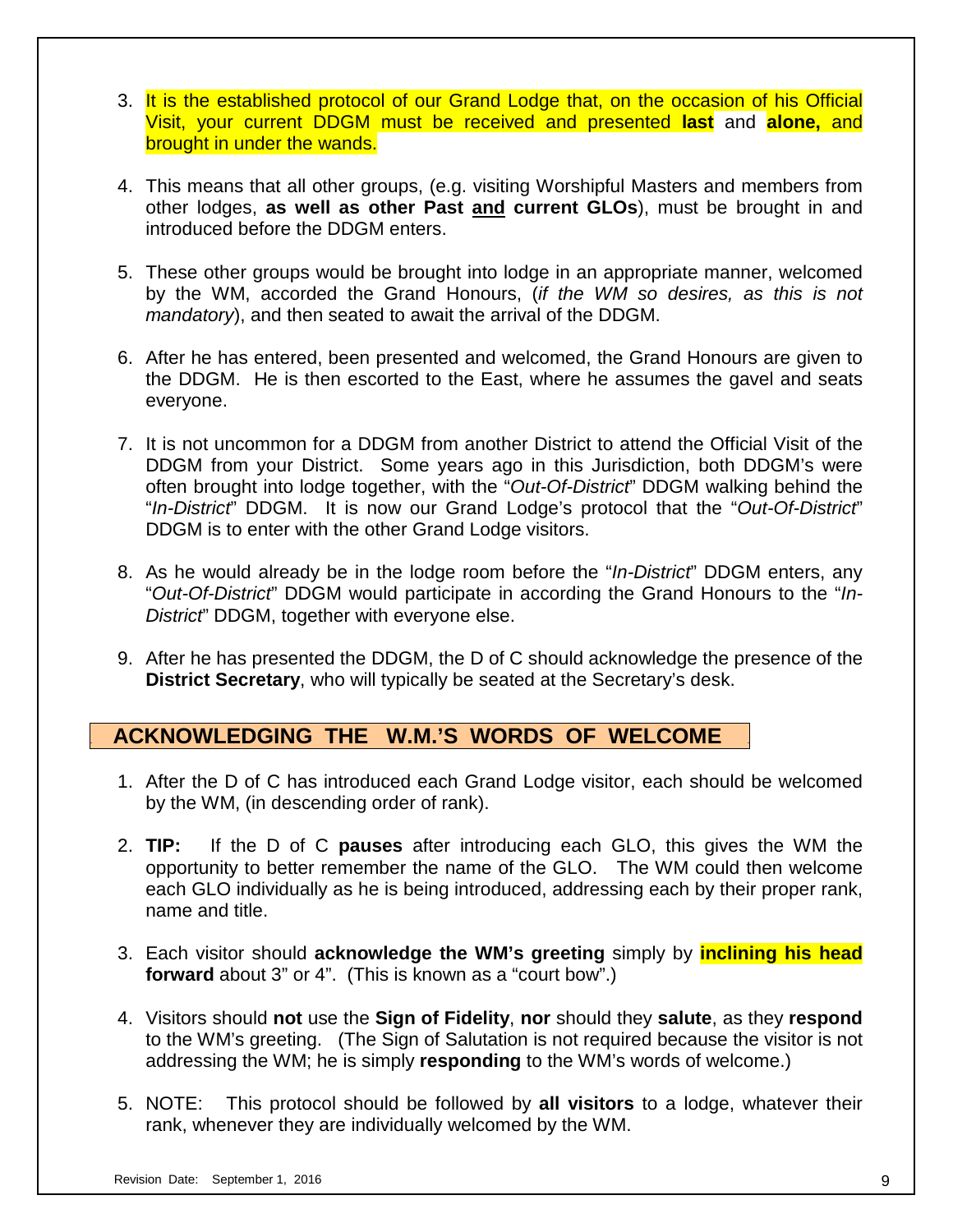3. It is the established protocol of our Grand Lodge that, on the occasion of his Official Visit, your current DDGM must be received and presented **last** and **alone,** and brought in under the wands.

4. This means that all other groups, (e.g. visiting Worshipful Masters and members from other lodges, **as well as other Past <u>and</u> current GLOs**), must be brought in and introduced before the DDGM enters.

5. These other groups would be brought into lodge in an appropriate manner, welcomed by the WM, accorded the Grand Honours, (*if the WM so desires, as this is not mandatory*), and then seated to await the arrival of the DDGM.

6. After he has entered, been presented and welcomed, the Grand Honours are given to the DDGM. He is then escorted to the East, where he assumes the gavel and seats everyone.

7. It is not uncommon for a DDGM from another District to attend the Official Visit of the DDGM from your District. Some years ago in this Jurisdiction, both DDGM's were often brought into lodge together, with the "*Out-Of-District*" DDGM walking behind the "*In-District*" DDGM. It is now our Grand Lodge's protocol that the "*Out-Of-District*" DDGM is to enter with the other Grand Lodge visitors.

8. As he would already be in the lodge room before the "*In-District*" DDGM enters, any "*Out-Of-District*" DDGM would participate in according the Grand Honours to the "*In-District*" DDGM, together with everyone else.

9. After he has presented the DDGM, the D of C should acknowledge the presence of the **District Secretary**, who will typically be seated at the Secretary's desk.

## ACKNOWLEDGING THE W.M.'S WORDS OF WELCOME

1. After the D of C has introduced each Grand Lodge visitor, each should be welcomed by the WM, (in descending order of rank).

2. **TIP:** If the D of C **pauses** after introducing each GLO, this gives the WM the opportunity to better remember the name of the GLO. The WM could then welcome each GLO individually as he is being introduced, addressing each by their proper rank, name and title.

3. Each visitor should **acknowledge the WM's greeting** simply by **inclining his head forward** about 3" or 4". (This is known as a "court bow".)

4. Visitors should **not** use the **Sign of Fidelity**, **nor** should they **salute**, as they **respond** to the WM's greeting. (The Sign of Salutation is not required because the visitor is not addressing the WM; he is simply **responding** to the WM's words of welcome.)

5. NOTE: This protocol should be followed by **all visitors** to a lodge, whatever their rank, whenever they are individually welcomed by the WM.

Revision Date: September 1, 2016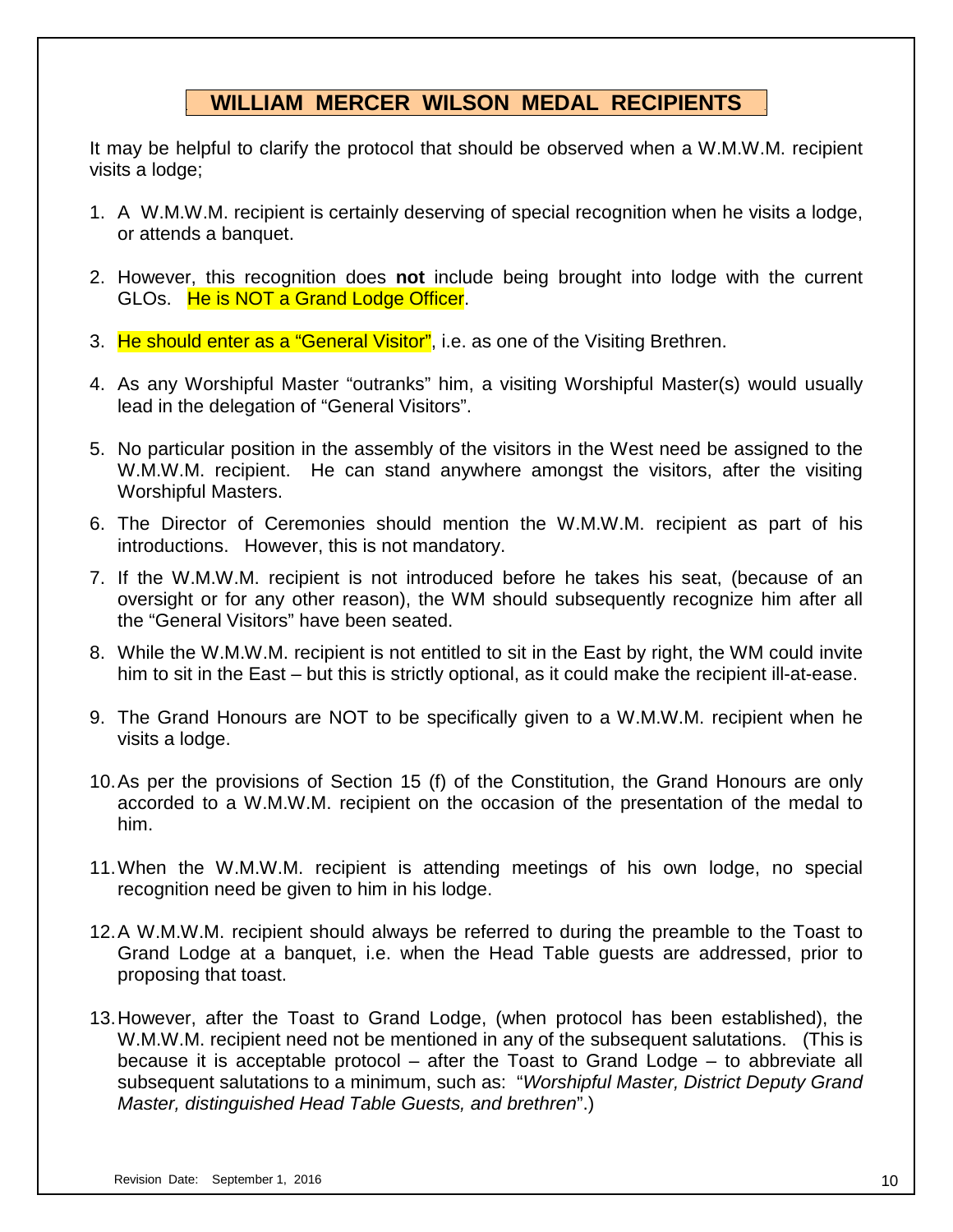## WILLIAM MERCER WILSON MEDAL RECIPIENTS

It may be helpful to clarify the protocol that should be observed when a W.M.W.M. recipient visits a lodge;

1. A W.M.W.M. recipient is certainly deserving of special recognition when he visits a lodge, or attends a banquet.

2. However, this recognition does **not** include being brought into lodge with the current GLOs. He is NOT a Grand Lodge Officer.

3. He should enter as a "General Visitor", i.e. as one of the Visiting Brethren.

4. As any Worshipful Master "outranks" him, a visiting Worshipful Master(s) would usually lead in the delegation of "General Visitors".

5. No particular position in the assembly of the visitors in the West need be assigned to the W.M.W.M. recipient. He can stand anywhere amongst the visitors, after the visiting Worshipful Masters.

6. The Director of Ceremonies should mention the W.M.W.M. recipient as part of his introductions. However, this is not mandatory.

7. If the W.M.W.M. recipient is not introduced before he takes his seat, (because of an oversight or for any other reason), the WM should subsequently recognize him after all the "General Visitors" have been seated.

8. While the W.M.W.M. recipient is not entitled to sit in the East by right, the WM could invite him to sit in the East – but this is strictly optional, as it could make the recipient ill-at-ease.

9. The Grand Honours are NOT to be specifically given to a W.M.W.M. recipient when he visits a lodge.

10. As per the provisions of Section 15 (f) of the Constitution, the Grand Honours are only accorded to a W.M.W.M. recipient on the occasion of the presentation of the medal to him.

11. When the W.M.W.M. recipient is attending meetings of his own lodge, no special recognition need be given to him in his lodge.

12. A W.M.W.M. recipient should always be referred to during the preamble to the Toast to Grand Lodge at a banquet, i.e. when the Head Table guests are addressed, prior to proposing that toast.

13. However, after the Toast to Grand Lodge, (when protocol has been established), the W.M.W.M. recipient need not be mentioned in any of the subsequent salutations. (This is because it is acceptable protocol – after the Toast to Grand Lodge – to abbreviate all subsequent salutations to a minimum, such as: "*Worshipful Master, District Deputy Grand Master, distinguished Head Table Guests, and brethren*".)

Revision Date: September 1, 2016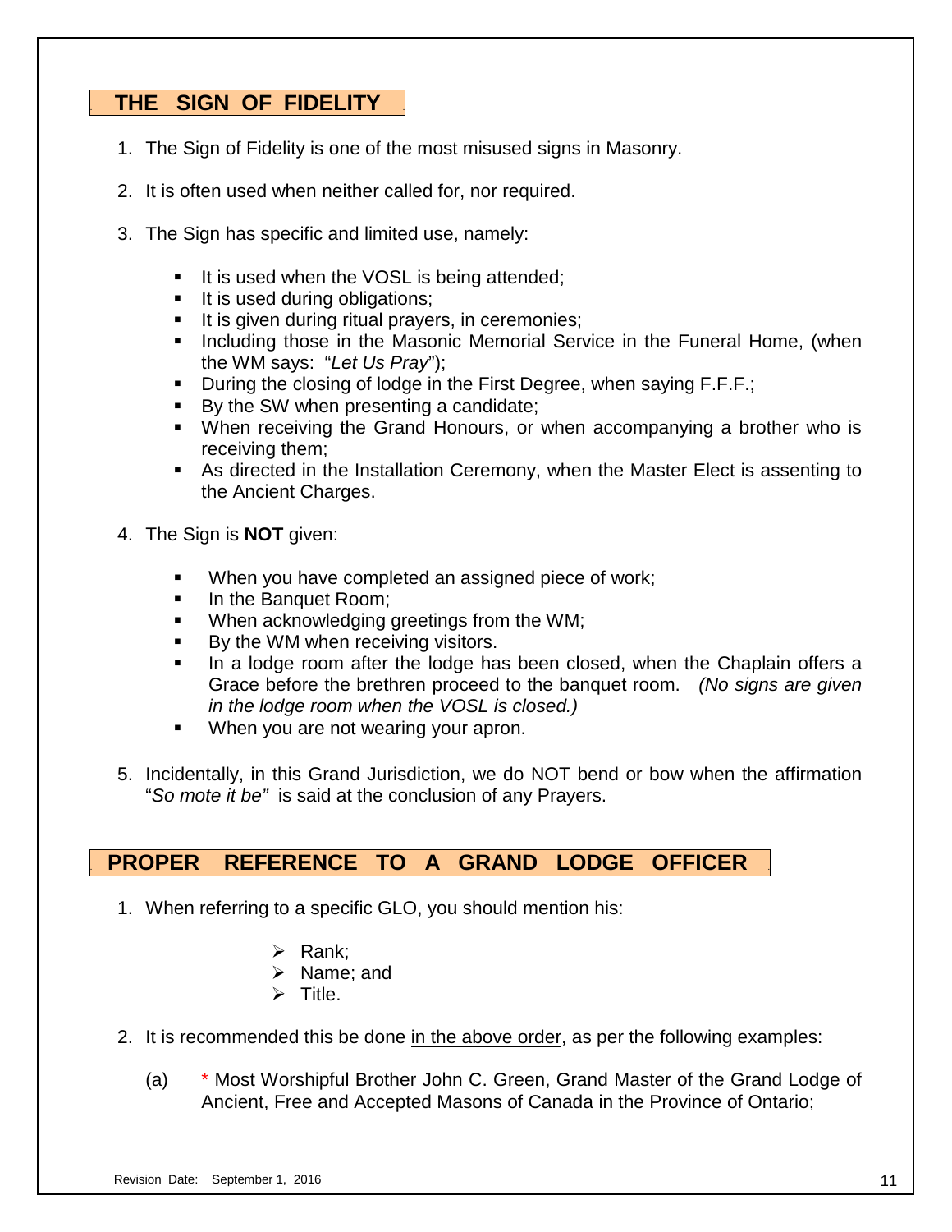## THE SIGN OF FIDELITY

1. The Sign of Fidelity is one of the most misused signs in Masonry.

2. It is often used when neither called for, nor required.

3. The Sign has specific and limited use, namely:

   - It is used when the VOSL is being attended;
   - It is used during obligations;
   - It is given during ritual prayers, in ceremonies;
   - Including those in the Masonic Memorial Service in the Funeral Home, (when the WM says: "*Let Us Pray*");
   - During the closing of lodge in the First Degree, when saying F.F.F.;
   - By the SW when presenting a candidate;
   - When receiving the Grand Honours, or when accompanying a brother who is receiving them;
   - As directed in the Installation Ceremony, when the Master Elect is assenting to the Ancient Charges.

4. The Sign is **NOT** given:

   - When you have completed an assigned piece of work;
   - In the Banquet Room;
   - When acknowledging greetings from the WM;
   - By the WM when receiving visitors.
   - In a lodge room after the lodge has been closed, when the Chaplain offers a Grace before the brethren proceed to the banquet room. *(No signs are given in the lodge room when the VOSL is closed.)*
   - When you are not wearing your apron.

5. Incidentally, in this Grand Jurisdiction, we do NOT bend or bow when the affirmation "*So mote it be"* is said at the conclusion of any Prayers.

## PROPER REFERENCE TO A GRAND LODGE OFFICER

1. When referring to a specific GLO, you should mention his:

   - Rank;
   - Name; and
   - Title.

2. It is recommended this be done <u>in the above order</u>, as per the following examples:

   (a) * Most Worshipful Brother John C. Green, Grand Master of the Grand Lodge of Ancient, Free and Accepted Masons of Canada in the Province of Ontario;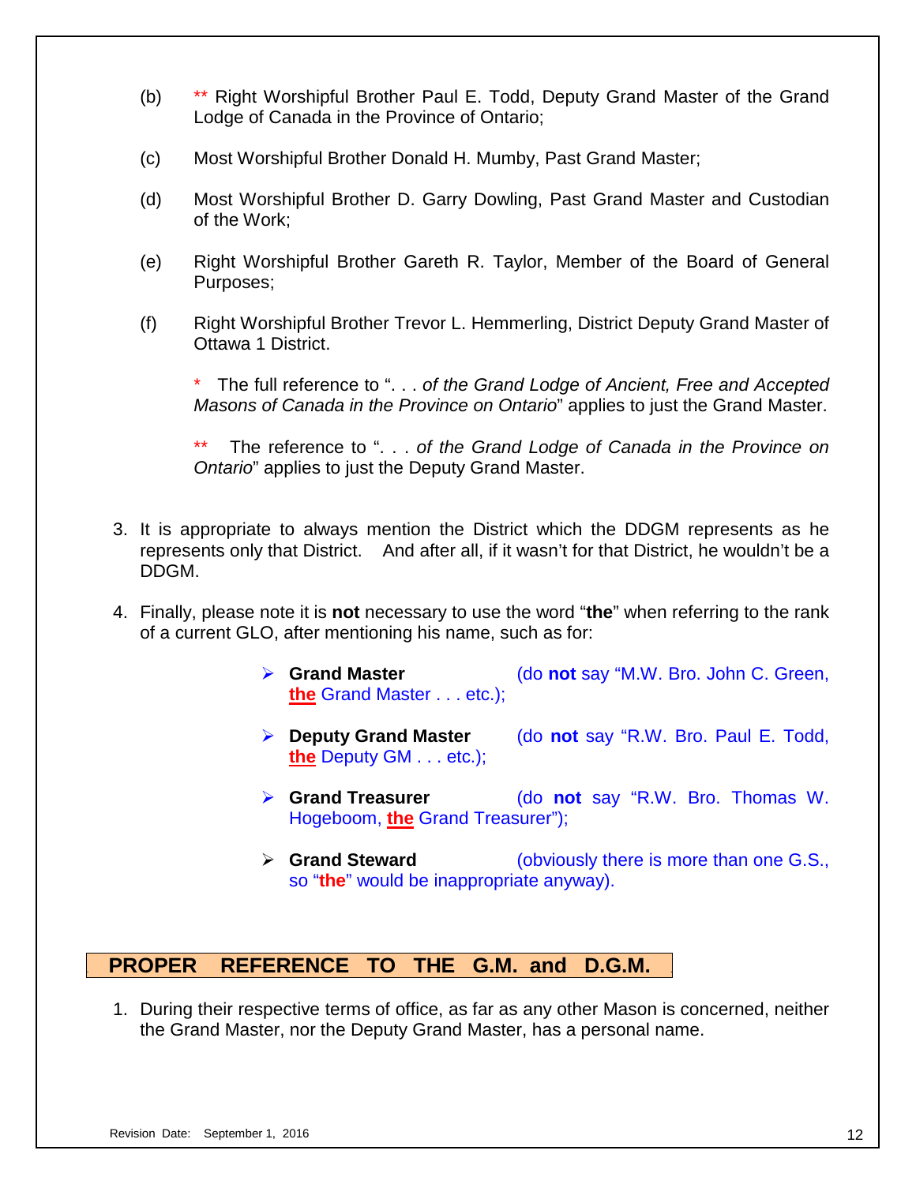(b) ** Right Worshipful Brother Paul E. Todd, Deputy Grand Master of the Grand Lodge of Canada in the Province of Ontario;

(c) Most Worshipful Brother Donald H. Mumby, Past Grand Master;

(d) Most Worshipful Brother D. Garry Dowling, Past Grand Master and Custodian of the Work;

(e) Right Worshipful Brother Gareth R. Taylor, Member of the Board of General Purposes;

(f) Right Worshipful Brother Trevor L. Hemmerling, District Deputy Grand Master of Ottawa 1 District.

> * The full reference to ". . . *of the Grand Lodge of Ancient, Free and Accepted Masons of Canada in the Province on Ontario*" applies to just the Grand Master.
>
> ** The reference to ". . . *of the Grand Lodge of Canada in the Province on Ontario*" applies to just the Deputy Grand Master.

3. It is appropriate to always mention the District which the DDGM represents as he represents only that District. And after all, if it wasn't for that District, he wouldn't be a DDGM.

4. Finally, please note it is **not** necessary to use the word "**the**" when referring to the rank of a current GLO, after mentioning his name, such as for:

   - **Grand Master** (do **not** say "M.W. Bro. John C. Green, **the** Grand Master . . . etc.);
   - **Deputy Grand Master** (do **not** say "R.W. Bro. Paul E. Todd, **the** Deputy GM . . . etc.);
   - **Grand Treasurer** (do **not** say "R.W. Bro. Thomas W. Hogeboom, **the** Grand Treasurer");
   - **Grand Steward** (obviously there is more than one G.S., so "**the**" would be inappropriate anyway).

## PROPER REFERENCE TO THE G.M. and D.G.M.

1. During their respective terms of office, as far as any other Mason is concerned, neither the Grand Master, nor the Deputy Grand Master, has a personal name.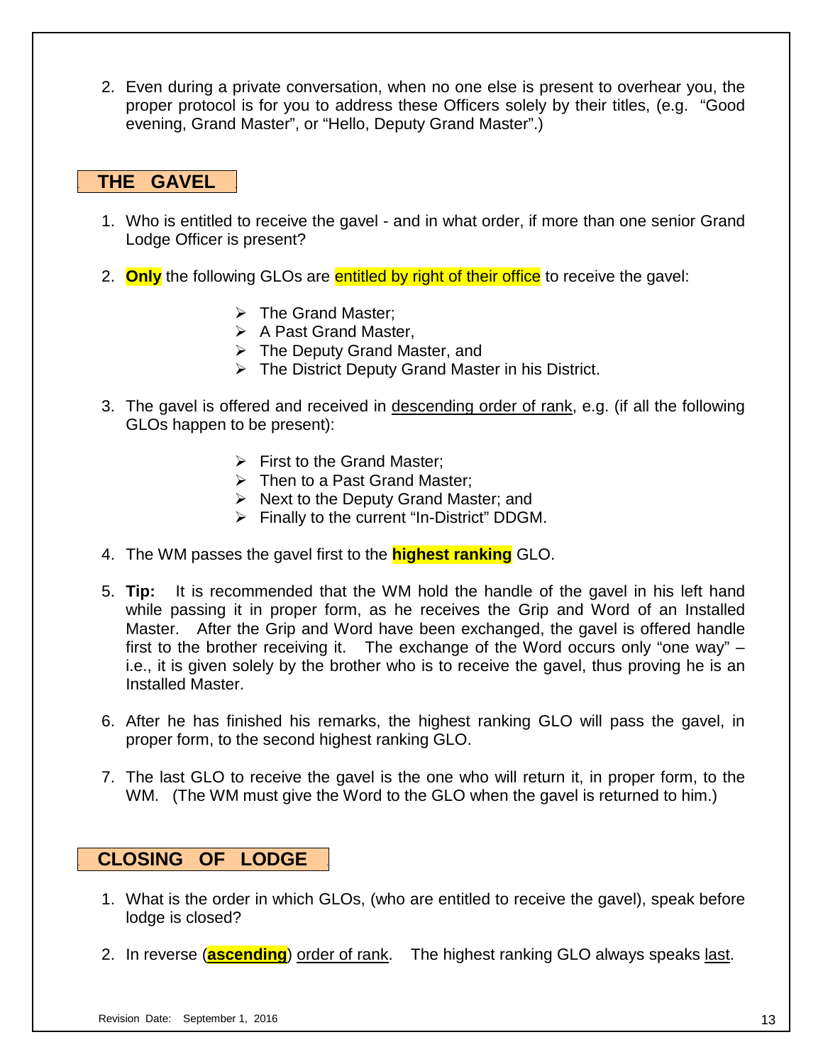2. Even during a private conversation, when no one else is present to overhear you, the proper protocol is for you to address these Officers solely by their titles, (e.g. "Good evening, Grand Master", or "Hello, Deputy Grand Master".)

## THE GAVEL

1. Who is entitled to receive the gavel - and in what order, if more than one senior Grand Lodge Officer is present?

2. **Only** the following GLOs are entitled by right of their office to receive the gavel:

   - The Grand Master;
   - A Past Grand Master,
   - The Deputy Grand Master, and
   - The District Deputy Grand Master in his District.

3. The gavel is offered and received in descending order of rank, e.g. (if all the following GLOs happen to be present):

   - First to the Grand Master;
   - Then to a Past Grand Master;
   - Next to the Deputy Grand Master; and
   - Finally to the current "In-District" DDGM.

4. The WM passes the gavel first to the **highest ranking** GLO.

5. **Tip:** It is recommended that the WM hold the handle of the gavel in his left hand while passing it in proper form, as he receives the Grip and Word of an Installed Master. After the Grip and Word have been exchanged, the gavel is offered handle first to the brother receiving it. The exchange of the Word occurs only "one way" – i.e., it is given solely by the brother who is to receive the gavel, thus proving he is an Installed Master.

6. After he has finished his remarks, the highest ranking GLO will pass the gavel, in proper form, to the second highest ranking GLO.

7. The last GLO to receive the gavel is the one who will return it, in proper form, to the WM. (The WM must give the Word to the GLO when the gavel is returned to him.)

## CLOSING OF LODGE

1. What is the order in which GLOs, (who are entitled to receive the gavel), speak before lodge is closed?

2. In reverse (**ascending**) order of rank. The highest ranking GLO always speaks last.

Revision Date: September 1, 2016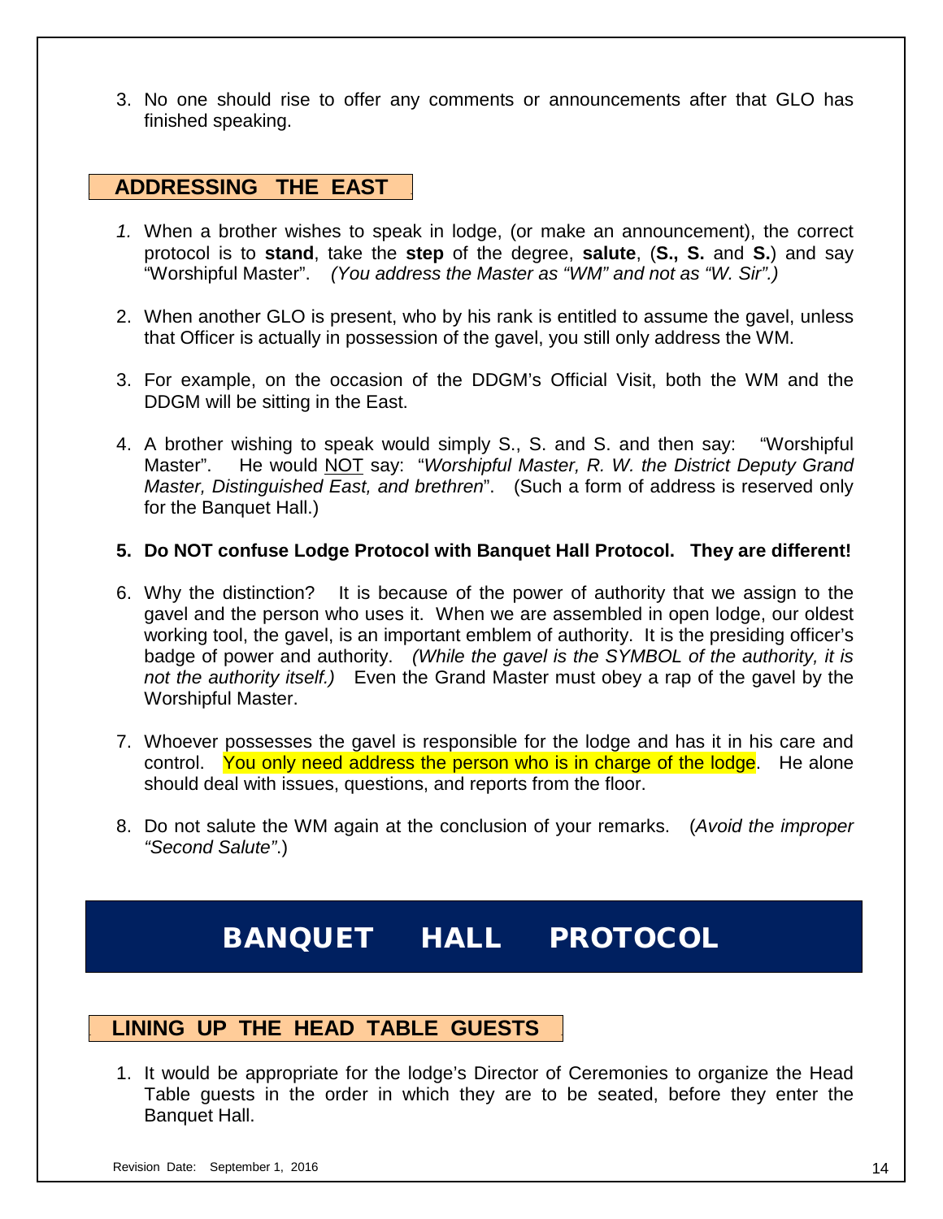3. No one should rise to offer any comments or announcements after that GLO has finished speaking.

## ADDRESSING THE EAST

1. When a brother wishes to speak in lodge, (or make an announcement), the correct protocol is to **stand**, take the **step** of the degree, **salute**, (**S., S.** and **S.**) and say "Worshipful Master". *(You address the Master as "WM" and not as "W. Sir".)*

2. When another GLO is present, who by his rank is entitled to assume the gavel, unless that Officer is actually in possession of the gavel, you still only address the WM.

3. For example, on the occasion of the DDGM's Official Visit, both the WM and the DDGM will be sitting in the East.

4. A brother wishing to speak would simply S., S. and S. and then say: "Worshipful Master". He would <u>NOT</u> say: "*Worshipful Master, R. W. the District Deputy Grand Master, Distinguished East, and brethren*". (Such a form of address is reserved only for the Banquet Hall.)

5. **Do NOT confuse Lodge Protocol with Banquet Hall Protocol. They are different!**

6. Why the distinction? It is because of the power of authority that we assign to the gavel and the person who uses it. When we are assembled in open lodge, our oldest working tool, the gavel, is an important emblem of authority. It is the presiding officer's badge of power and authority. *(While the gavel is the SYMBOL of the authority, it is not the authority itself.)* Even the Grand Master must obey a rap of the gavel by the Worshipful Master.

7. Whoever possesses the gavel is responsible for the lodge and has it in his care and control. You only need address the person who is in charge of the lodge. He alone should deal with issues, questions, and reports from the floor.

8. Do not salute the WM again at the conclusion of your remarks. (*Avoid the improper "Second Salute".*)

# BANQUET HALL PROTOCOL

## LINING UP THE HEAD TABLE GUESTS

1. It would be appropriate for the lodge's Director of Ceremonies to organize the Head Table guests in the order in which they are to be seated, before they enter the Banquet Hall.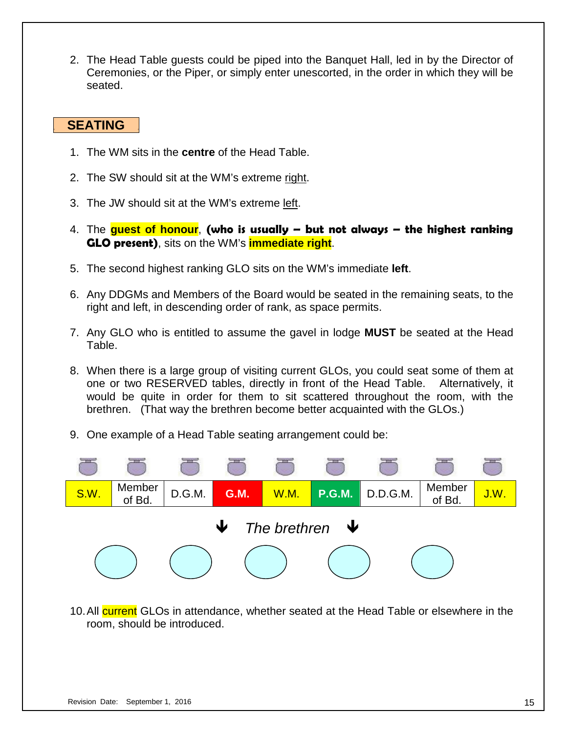2. The Head Table guests could be piped into the Banquet Hall, led in by the Director of Ceremonies, or the Piper, or simply enter unescorted, in the order in which they will be seated.

## SEATING

1. The WM sits in the **centre** of the Head Table.

2. The SW should sit at the WM's extreme right.

3. The JW should sit at the WM's extreme left.

4. The **guest of honour**, **(who is usually – but not always – the highest ranking GLO present)**, sits on the WM's **immediate right**.

5. The second highest ranking GLO sits on the WM's immediate **left**.

6. Any DDGMs and Members of the Board would be seated in the remaining seats, to the right and left, in descending order of rank, as space permits.

7. Any GLO who is entitled to assume the gavel in lodge **MUST** be seated at the Head Table.

8. When there is a large group of visiting current GLOs, you could seat some of them at one or two RESERVED tables, directly in front of the Head Table. Alternatively, it would be quite in order for them to sit scattered throughout the room, with the brethren. (That way the brethren become better acquainted with the GLOs.)

9. One example of a Head Table seating arrangement could be:

| S.W. | Member of Bd. | D.G.M. | **G.M.** | W.M. | **P.G.M.** | D.D.G.M. | Member of Bd. | J.W. |
|---|---|---|---|---|---|---|---|---|

*The brethren*

10. All current GLOs in attendance, whether seated at the Head Table or elsewhere in the room, should be introduced.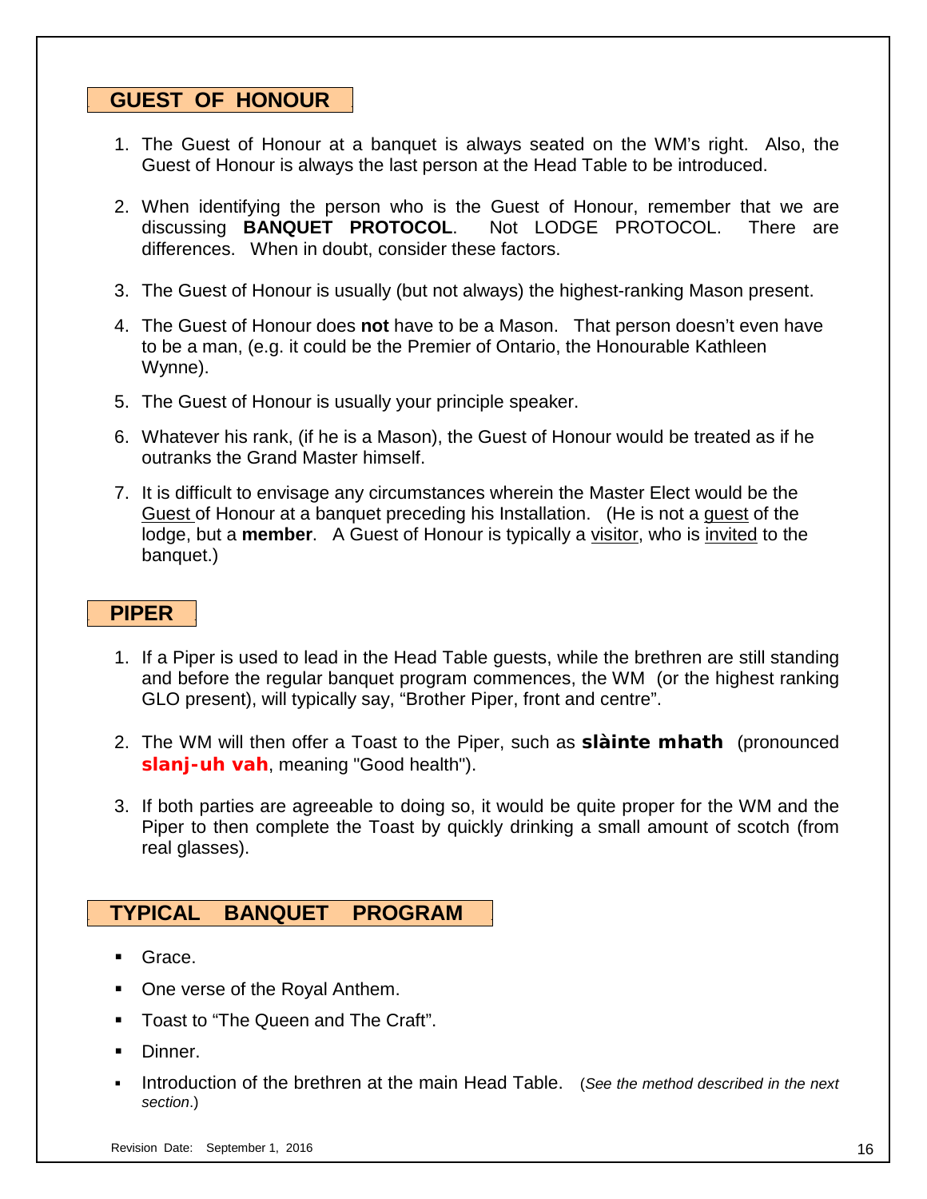## GUEST OF HONOUR

1. The Guest of Honour at a banquet is always seated on the WM's right. Also, the Guest of Honour is always the last person at the Head Table to be introduced.

2. When identifying the person who is the Guest of Honour, remember that we are discussing **BANQUET PROTOCOL**. Not LODGE PROTOCOL. There are differences. When in doubt, consider these factors.

3. The Guest of Honour is usually (but not always) the highest-ranking Mason present.

4. The Guest of Honour does **not** have to be a Mason. That person doesn't even have to be a man, (e.g. it could be the Premier of Ontario, the Honourable Kathleen Wynne).

5. The Guest of Honour is usually your principle speaker.

6. Whatever his rank, (if he is a Mason), the Guest of Honour would be treated as if he outranks the Grand Master himself.

7. It is difficult to envisage any circumstances wherein the Master Elect would be the <u>Guest</u> of Honour at a banquet preceding his Installation. (He is not a <u>guest</u> of the lodge, but a **member**. A Guest of Honour is typically a <u>visitor</u>, who is <u>invited</u> to the banquet.)

## PIPER

1. If a Piper is used to lead in the Head Table guests, while the brethren are still standing and before the regular banquet program commences, the WM (or the highest ranking GLO present), will typically say, "Brother Piper, front and centre".

2. The WM will then offer a Toast to the Piper, such as **slàinte mhath** (pronounced **slanj-uh vah**, meaning "Good health").

3. If both parties are agreeable to doing so, it would be quite proper for the WM and the Piper to then complete the Toast by quickly drinking a small amount of scotch (from real glasses).

## TYPICAL BANQUET PROGRAM

- Grace.
- One verse of the Royal Anthem.
- Toast to "The Queen and The Craft".
- Dinner.
- Introduction of the brethren at the main Head Table. (*See the method described in the next section*.)

Revision Date: September 1, 2016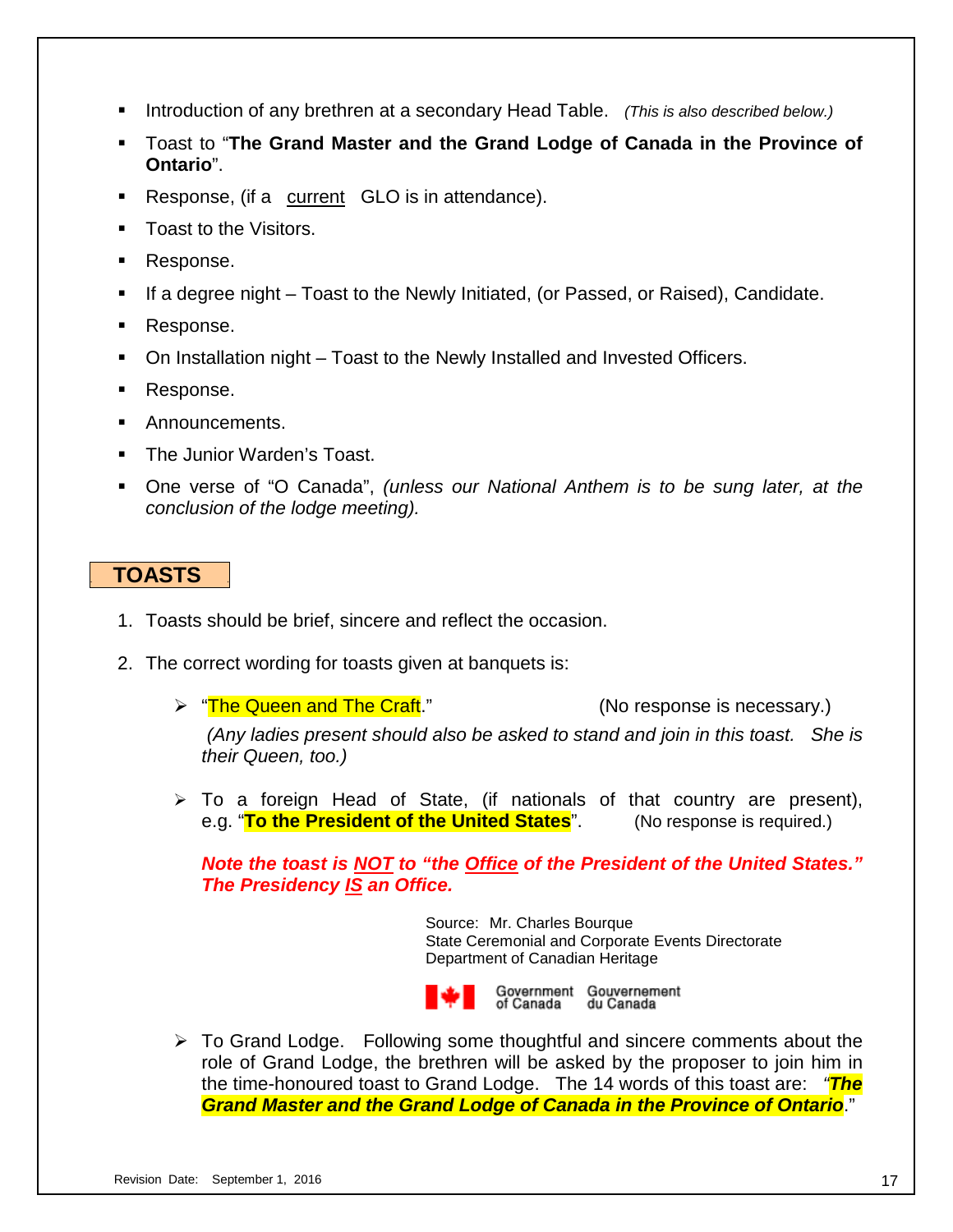- Introduction of any brethren at a secondary Head Table. *(This is also described below.)*
- Toast to "**The Grand Master and the Grand Lodge of Canada in the Province of Ontario**".
- Response, (if a current GLO is in attendance).
- Toast to the Visitors.
- Response.
- If a degree night – Toast to the Newly Initiated, (or Passed, or Raised), Candidate.
- Response.
- On Installation night – Toast to the Newly Installed and Invested Officers.
- Response.
- Announcements.
- The Junior Warden's Toast.
- One verse of "O Canada", *(unless our National Anthem is to be sung later, at the conclusion of the lodge meeting).*

## TOASTS

1. Toasts should be brief, sincere and reflect the occasion.
2. The correct wording for toasts given at banquets is:

   - "The Queen and The Craft." (No response is necessary.)

     *(Any ladies present should also be asked to stand and join in this toast. She is their Queen, too.)*

   - To a foreign Head of State, (if nationals of that country are present), e.g. "**To the President of the United States**". (No response is required.)

     ***Note the toast is NOT to "the Office of the President of the United States." The Presidency IS an Office.***

     Source: Mr. Charles Bourque
     State Ceremonial and Corporate Events Directorate
     Department of Canadian Heritage

     Government of Canada Gouvernement du Canada

   - To Grand Lodge. Following some thoughtful and sincere comments about the role of Grand Lodge, the brethren will be asked by the proposer to join him in the time-honoured toast to Grand Lodge. The 14 words of this toast are: "***The Grand Master and the Grand Lodge of Canada in the Province of Ontario***."

Revision Date: September 1, 2016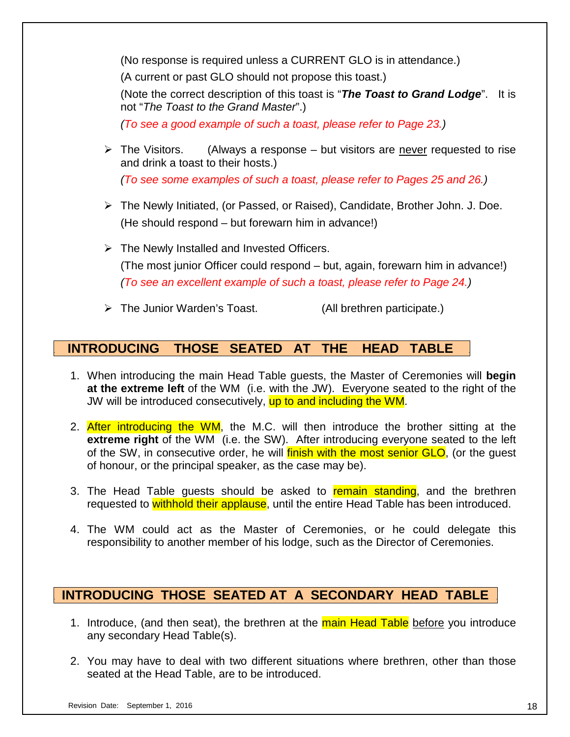(No response is required unless a CURRENT GLO is in attendance.)

(A current or past GLO should not propose this toast.)

(Note the correct description of this toast is "***The Toast to Grand Lodge***". It is not "*The Toast to the Grand Master*".)

*(To see a good example of such a toast, please refer to Page 23.)*

- The Visitors. (Always a response – but visitors are never requested to rise and drink a toast to their hosts.)

  *(To see some examples of such a toast, please refer to Pages 25 and 26.)*

- The Newly Initiated, (or Passed, or Raised), Candidate, Brother John. J. Doe.

  (He should respond – but forewarn him in advance!)

- The Newly Installed and Invested Officers.

  (The most junior Officer could respond – but, again, forewarn him in advance!)

  *(To see an excellent example of such a toast, please refer to Page 24.)*

- The Junior Warden's Toast. (All brethren participate.)

## INTRODUCING THOSE SEATED AT THE HEAD TABLE

1. When introducing the main Head Table guests, the Master of Ceremonies will **begin at the extreme left** of the WM (i.e. with the JW). Everyone seated to the right of the JW will be introduced consecutively, up to and including the WM.

2. After introducing the WM, the M.C. will then introduce the brother sitting at the **extreme right** of the WM (i.e. the SW). After introducing everyone seated to the left of the SW, in consecutive order, he will finish with the most senior GLO, (or the guest of honour, or the principal speaker, as the case may be).

3. The Head Table guests should be asked to remain standing, and the brethren requested to withhold their applause, until the entire Head Table has been introduced.

4. The WM could act as the Master of Ceremonies, or he could delegate this responsibility to another member of his lodge, such as the Director of Ceremonies.

## INTRODUCING THOSE SEATED AT A SECONDARY HEAD TABLE

1. Introduce, (and then seat), the brethren at the main Head Table before you introduce any secondary Head Table(s).

2. You may have to deal with two different situations where brethren, other than those seated at the Head Table, are to be introduced.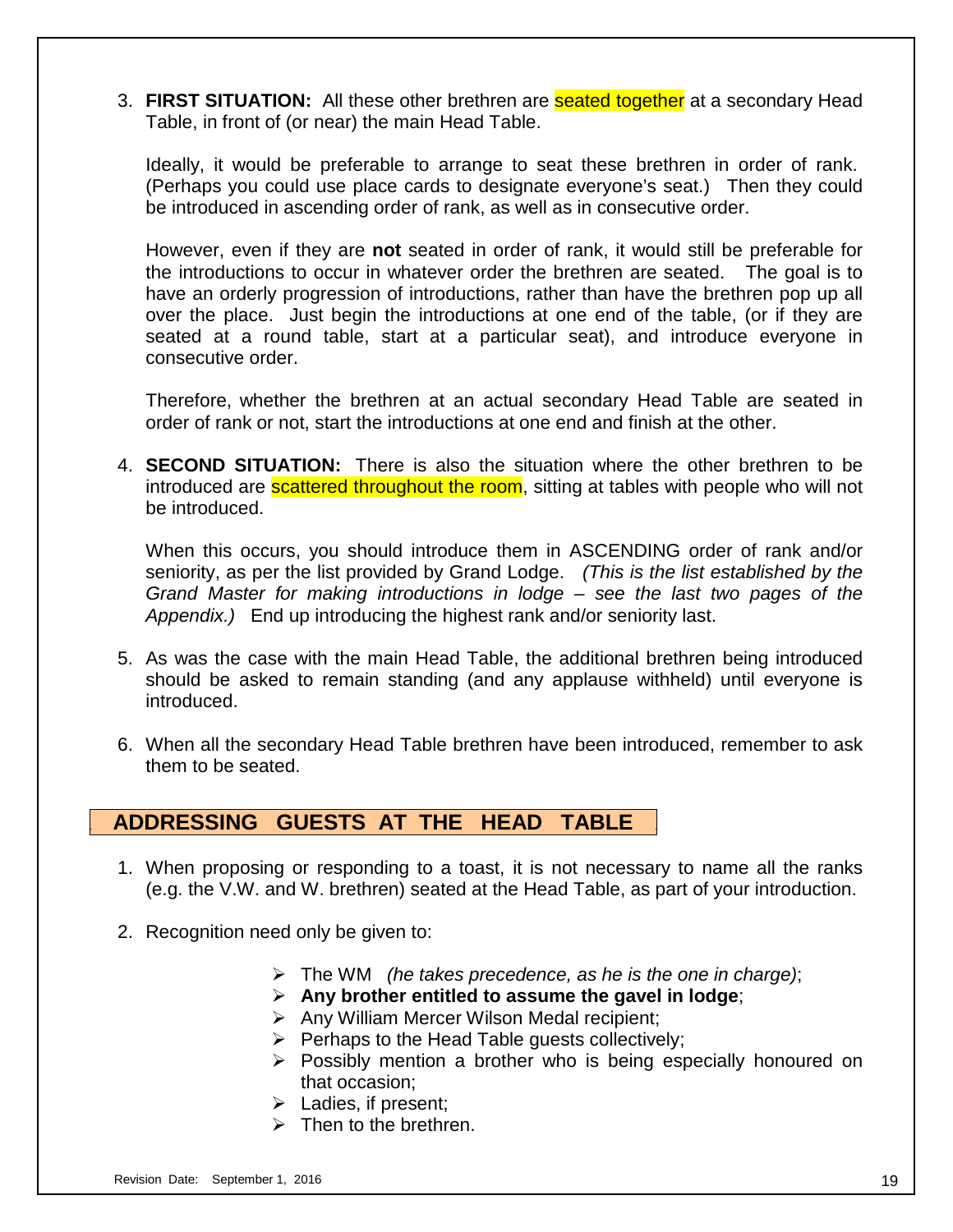3. **FIRST SITUATION:** All these other brethren are seated together at a secondary Head Table, in front of (or near) the main Head Table.

   Ideally, it would be preferable to arrange to seat these brethren in order of rank. (Perhaps you could use place cards to designate everyone's seat.) Then they could be introduced in ascending order of rank, as well as in consecutive order.

   However, even if they are **not** seated in order of rank, it would still be preferable for the introductions to occur in whatever order the brethren are seated. The goal is to have an orderly progression of introductions, rather than have the brethren pop up all over the place. Just begin the introductions at one end of the table, (or if they are seated at a round table, start at a particular seat), and introduce everyone in consecutive order.

   Therefore, whether the brethren at an actual secondary Head Table are seated in order of rank or not, start the introductions at one end and finish at the other.

4. **SECOND SITUATION:** There is also the situation where the other brethren to be introduced are scattered throughout the room, sitting at tables with people who will not be introduced.

   When this occurs, you should introduce them in ASCENDING order of rank and/or seniority, as per the list provided by Grand Lodge. *(This is the list established by the Grand Master for making introductions in lodge – see the last two pages of the Appendix.)* End up introducing the highest rank and/or seniority last.

5. As was the case with the main Head Table, the additional brethren being introduced should be asked to remain standing (and any applause withheld) until everyone is introduced.

6. When all the secondary Head Table brethren have been introduced, remember to ask them to be seated.

## ADDRESSING GUESTS AT THE HEAD TABLE

1. When proposing or responding to a toast, it is not necessary to name all the ranks (e.g. the V.W. and W. brethren) seated at the Head Table, as part of your introduction.

2. Recognition need only be given to:

   - The WM *(he takes precedence, as he is the one in charge)*;
   - **Any brother entitled to assume the gavel in lodge**;
   - Any William Mercer Wilson Medal recipient;
   - Perhaps to the Head Table guests collectively;
   - Possibly mention a brother who is being especially honoured on that occasion;
   - Ladies, if present;
   - Then to the brethren.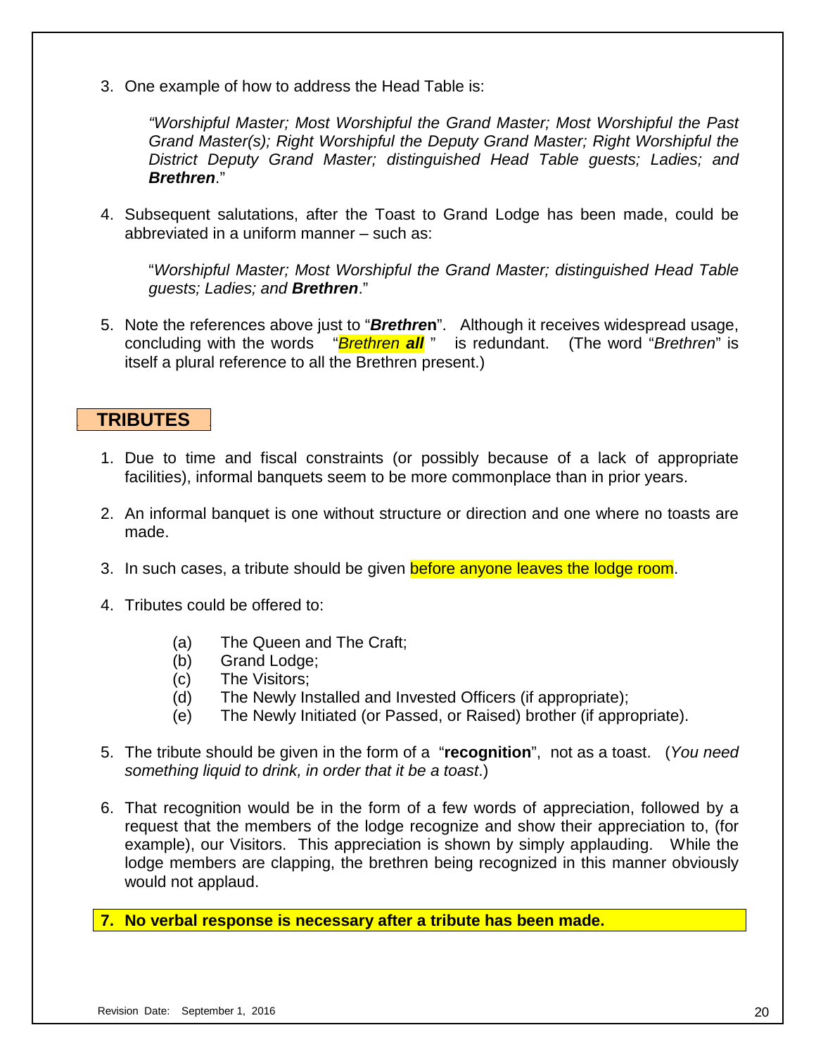3. One example of how to address the Head Table is:

   *"Worshipful Master; Most Worshipful the Grand Master; Most Worshipful the Past Grand Master(s); Right Worshipful the Deputy Grand Master; Right Worshipful the District Deputy Grand Master; distinguished Head Table guests; Ladies; and **Brethren**."*

4. Subsequent salutations, after the Toast to Grand Lodge has been made, could be abbreviated in a uniform manner – such as:

   "*Worshipful Master; Most Worshipful the Grand Master; distinguished Head Table guests; Ladies; and **Brethren**.*"

5. Note the references above just to "***Brethren***". Although it receives widespread usage, concluding with the words "*Brethren **all***" is redundant. (The word "*Brethren*" is itself a plural reference to all the Brethren present.)

## TRIBUTES

1. Due to time and fiscal constraints (or possibly because of a lack of appropriate facilities), informal banquets seem to be more commonplace than in prior years.

2. An informal banquet is one without structure or direction and one where no toasts are made.

3. In such cases, a tribute should be given before anyone leaves the lodge room.

4. Tributes could be offered to:

   (a) The Queen and The Craft;
   (b) Grand Lodge;
   (c) The Visitors;
   (d) The Newly Installed and Invested Officers (if appropriate);
   (e) The Newly Initiated (or Passed, or Raised) brother (if appropriate).

5. The tribute should be given in the form of a "**recognition**", not as a toast. (*You need something liquid to drink, in order that it be a toast*.)

6. That recognition would be in the form of a few words of appreciation, followed by a request that the members of the lodge recognize and show their appreciation to, (for example), our Visitors. This appreciation is shown by simply applauding. While the lodge members are clapping, the brethren being recognized in this manner obviously would not applaud.

7. **No verbal response is necessary after a tribute has been made.**

Revision Date: September 1, 2016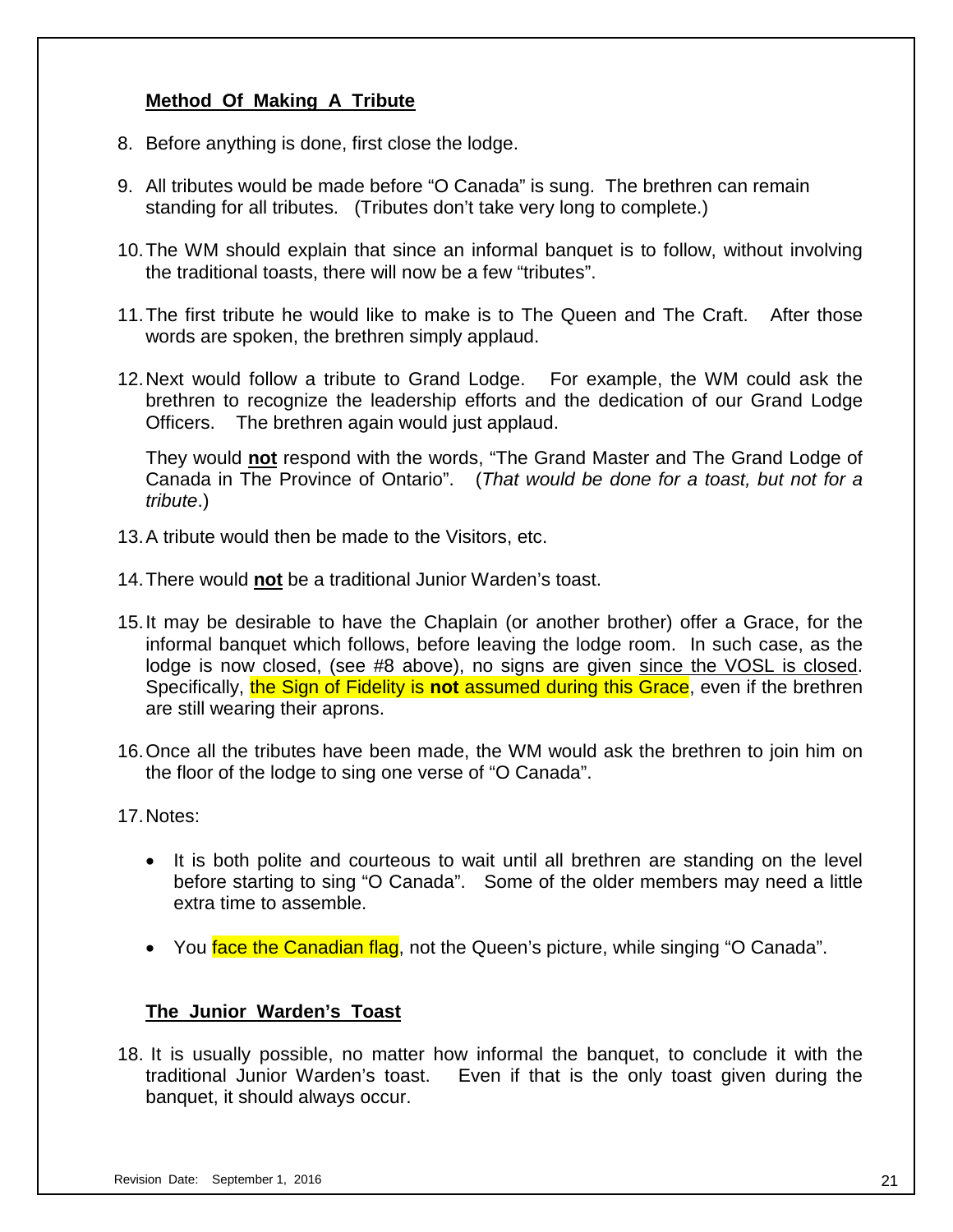**Method Of Making A Tribute**

8. Before anything is done, first close the lodge.

9. All tributes would be made before "O Canada" is sung. The brethren can remain standing for all tributes. (Tributes don't take very long to complete.)

10. The WM should explain that since an informal banquet is to follow, without involving the traditional toasts, there will now be a few "tributes".

11. The first tribute he would like to make is to The Queen and The Craft. After those words are spoken, the brethren simply applaud.

12. Next would follow a tribute to Grand Lodge. For example, the WM could ask the brethren to recognize the leadership efforts and the dedication of our Grand Lodge Officers. The brethren again would just applaud.

    They would **not** respond with the words, "The Grand Master and The Grand Lodge of Canada in The Province of Ontario". (*That would be done for a toast, but not for a tribute*.)

13. A tribute would then be made to the Visitors, etc.

14. There would **not** be a traditional Junior Warden's toast.

15. It may be desirable to have the Chaplain (or another brother) offer a Grace, for the informal banquet which follows, before leaving the lodge room. In such case, as the lodge is now closed, (see #8 above), no signs are given <u>since the VOSL is closed</u>. Specifically, the Sign of Fidelity is **not** assumed during this Grace, even if the brethren are still wearing their aprons.

16. Once all the tributes have been made, the WM would ask the brethren to join him on the floor of the lodge to sing one verse of "O Canada".

17. Notes:

    - It is both polite and courteous to wait until all brethren are standing on the level before starting to sing "O Canada". Some of the older members may need a little extra time to assemble.

    - You face the Canadian flag, not the Queen's picture, while singing "O Canada".

**The Junior Warden's Toast**

18. It is usually possible, no matter how informal the banquet, to conclude it with the traditional Junior Warden's toast. Even if that is the only toast given during the banquet, it should always occur.

Revision Date: September 1, 2016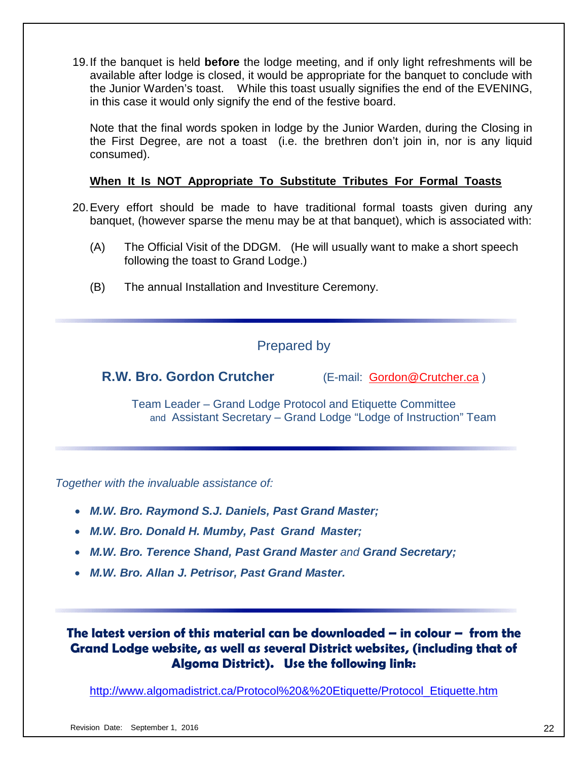19. If the banquet is held **before** the lodge meeting, and if only light refreshments will be available after lodge is closed, it would be appropriate for the banquet to conclude with the Junior Warden's toast. While this toast usually signifies the end of the EVENING, in this case it would only signify the end of the festive board.

    Note that the final words spoken in lodge by the Junior Warden, during the Closing in the First Degree, are not a toast (i.e. the brethren don't join in, nor is any liquid consumed).

**When It Is NOT Appropriate To Substitute Tributes For Formal Toasts**

20. Every effort should be made to have traditional formal toasts given during any banquet, (however sparse the menu may be at that banquet), which is associated with:

    (A) The Official Visit of the DDGM. (He will usually want to make a short speech following the toast to Grand Lodge.)

    (B) The annual Installation and Investiture Ceremony.

---

Prepared by

**R.W. Bro. Gordon Crutcher** (E-mail: Gordon@Crutcher.ca )

Team Leader – Grand Lodge Protocol and Etiquette Committee
and Assistant Secretary – Grand Lodge "Lodge of Instruction" Team

---

*Together with the invaluable assistance of:*

- ***M.W. Bro. Raymond S.J. Daniels, Past Grand Master;***
- ***M.W. Bro. Donald H. Mumby, Past Grand Master;***
- ***M.W. Bro. Terence Shand, Past Grand Master*** *and* ***Grand Secretary;***
- ***M.W. Bro. Allan J. Petrisor, Past Grand Master.***

---

**The latest version of this material can be downloaded – in colour – from the Grand Lodge website, as well as several District websites, (including that of Algoma District). Use the following link:**

http://www.algomadistrict.ca/Protocol%20&%20Etiquette/Protocol_Etiquette.htm

Revision Date: September 1, 2016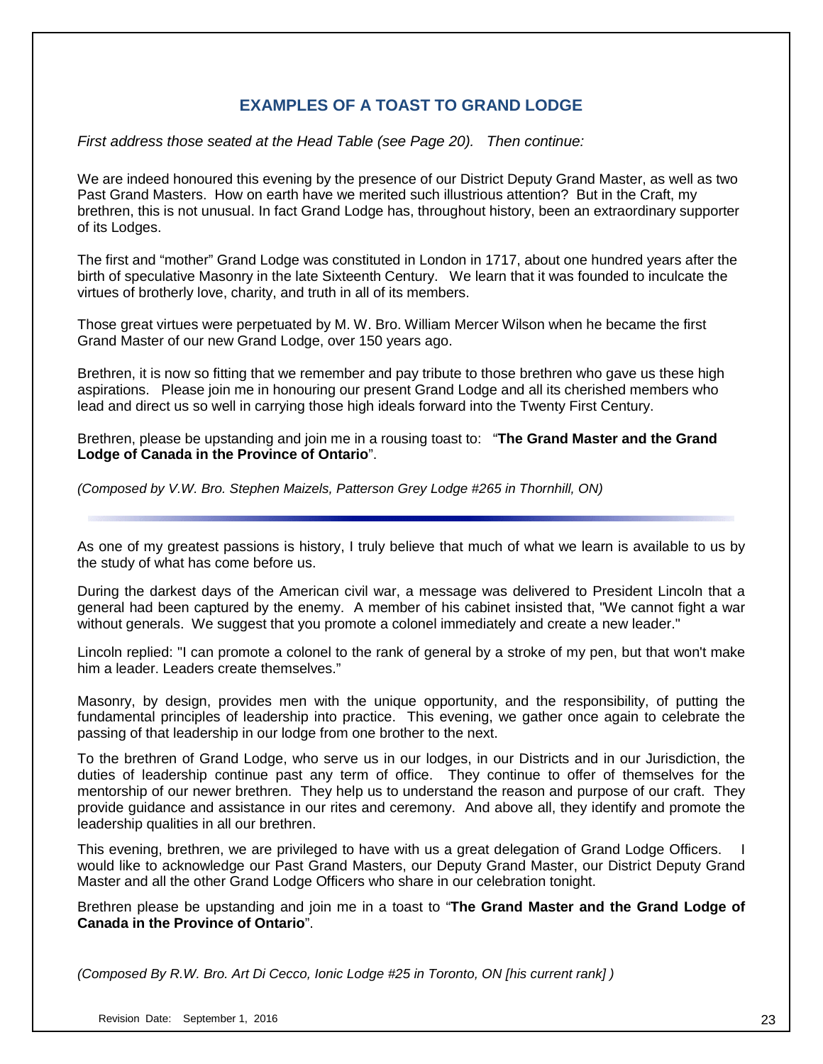## EXAMPLES OF A TOAST TO GRAND LODGE

*First address those seated at the Head Table (see Page 20). Then continue:*

We are indeed honoured this evening by the presence of our District Deputy Grand Master, as well as two Past Grand Masters. How on earth have we merited such illustrious attention? But in the Craft, my brethren, this is not unusual. In fact Grand Lodge has, throughout history, been an extraordinary supporter of its Lodges.

The first and "mother" Grand Lodge was constituted in London in 1717, about one hundred years after the birth of speculative Masonry in the late Sixteenth Century. We learn that it was founded to inculcate the virtues of brotherly love, charity, and truth in all of its members.

Those great virtues were perpetuated by M. W. Bro. William Mercer Wilson when he became the first Grand Master of our new Grand Lodge, over 150 years ago.

Brethren, it is now so fitting that we remember and pay tribute to those brethren who gave us these high aspirations. Please join me in honouring our present Grand Lodge and all its cherished members who lead and direct us so well in carrying those high ideals forward into the Twenty First Century.

Brethren, please be upstanding and join me in a rousing toast to: "**The Grand Master and the Grand Lodge of Canada in the Province of Ontario**".

*(Composed by V.W. Bro. Stephen Maizels, Patterson Grey Lodge #265 in Thornhill, ON)*

---

As one of my greatest passions is history, I truly believe that much of what we learn is available to us by the study of what has come before us.

During the darkest days of the American civil war, a message was delivered to President Lincoln that a general had been captured by the enemy. A member of his cabinet insisted that, "We cannot fight a war without generals. We suggest that you promote a colonel immediately and create a new leader."

Lincoln replied: "I can promote a colonel to the rank of general by a stroke of my pen, but that won't make him a leader. Leaders create themselves."

Masonry, by design, provides men with the unique opportunity, and the responsibility, of putting the fundamental principles of leadership into practice. This evening, we gather once again to celebrate the passing of that leadership in our lodge from one brother to the next.

To the brethren of Grand Lodge, who serve us in our lodges, in our Districts and in our Jurisdiction, the duties of leadership continue past any term of office. They continue to offer of themselves for the mentorship of our newer brethren. They help us to understand the reason and purpose of our craft. They provide guidance and assistance in our rites and ceremony. And above all, they identify and promote the leadership qualities in all our brethren.

This evening, brethren, we are privileged to have with us a great delegation of Grand Lodge Officers. I would like to acknowledge our Past Grand Masters, our Deputy Grand Master, our District Deputy Grand Master and all the other Grand Lodge Officers who share in our celebration tonight.

Brethren please be upstanding and join me in a toast to "**The Grand Master and the Grand Lodge of Canada in the Province of Ontario**".

*(Composed By R.W. Bro. Art Di Cecco, Ionic Lodge #25 in Toronto, ON [his current rank] )*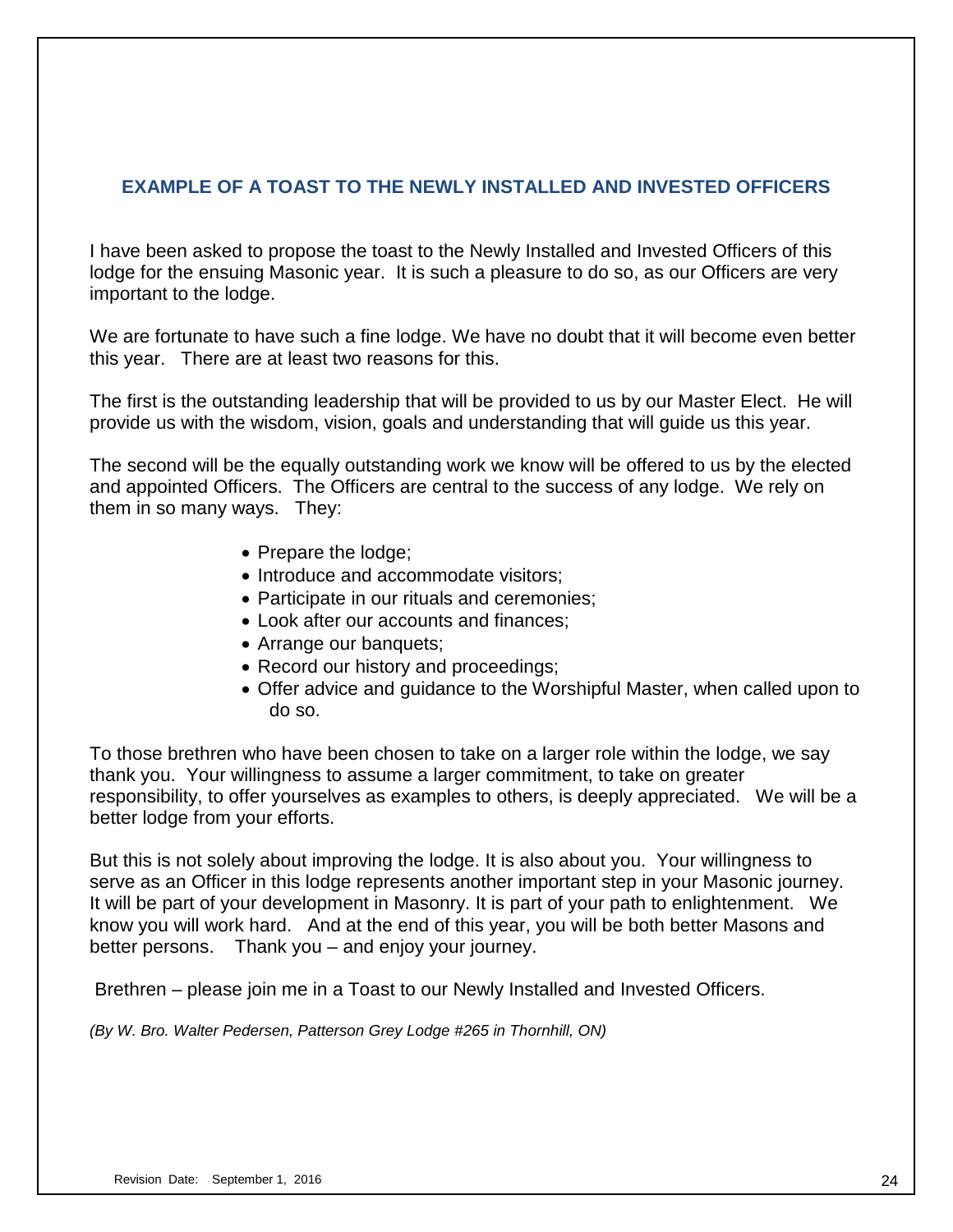## EXAMPLE OF A TOAST TO THE NEWLY INSTALLED AND INVESTED OFFICERS

I have been asked to propose the toast to the Newly Installed and Invested Officers of this lodge for the ensuing Masonic year. It is such a pleasure to do so, as our Officers are very important to the lodge.

We are fortunate to have such a fine lodge. We have no doubt that it will become even better this year. There are at least two reasons for this.

The first is the outstanding leadership that will be provided to us by our Master Elect. He will provide us with the wisdom, vision, goals and understanding that will guide us this year.

The second will be the equally outstanding work we know will be offered to us by the elected and appointed Officers. The Officers are central to the success of any lodge. We rely on them in so many ways. They:

- Prepare the lodge;
- Introduce and accommodate visitors;
- Participate in our rituals and ceremonies;
- Look after our accounts and finances;
- Arrange our banquets;
- Record our history and proceedings;
- Offer advice and guidance to the Worshipful Master, when called upon to do so.

To those brethren who have been chosen to take on a larger role within the lodge, we say thank you. Your willingness to assume a larger commitment, to take on greater responsibility, to offer yourselves as examples to others, is deeply appreciated. We will be a better lodge from your efforts.

But this is not solely about improving the lodge. It is also about you. Your willingness to serve as an Officer in this lodge represents another important step in your Masonic journey. It will be part of your development in Masonry. It is part of your path to enlightenment. We know you will work hard. And at the end of this year, you will be both better Masons and better persons. Thank you – and enjoy your journey.

Brethren – please join me in a Toast to our Newly Installed and Invested Officers.

*(By W. Bro. Walter Pedersen, Patterson Grey Lodge #265 in Thornhill, ON)*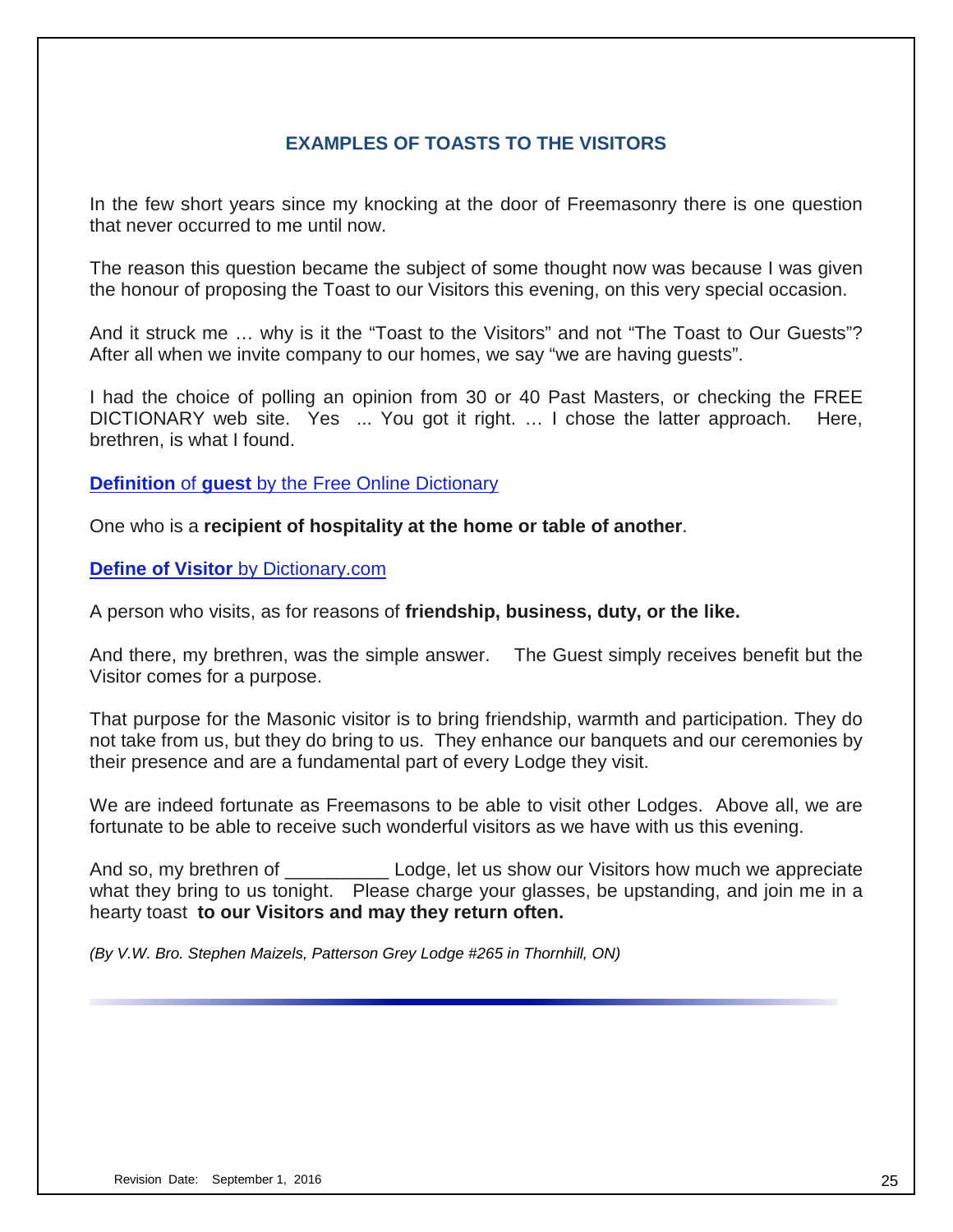## EXAMPLES OF TOASTS TO THE VISITORS

In the few short years since my knocking at the door of Freemasonry there is one question that never occurred to me until now.

The reason this question became the subject of some thought now was because I was given the honour of proposing the Toast to our Visitors this evening, on this very special occasion.

And it struck me … why is it the "Toast to the Visitors" and not "The Toast to Our Guests"? After all when we invite company to our homes, we say "we are having guests".

I had the choice of polling an opinion from 30 or 40 Past Masters, or checking the FREE DICTIONARY web site. Yes ... You got it right. … I chose the latter approach. Here, brethren, is what I found.

**Definition** of **guest** by the Free Online Dictionary

One who is a **recipient of hospitality at the home or table of another**.

**Define of Visitor** by Dictionary.com

A person who visits, as for reasons of **friendship, business, duty, or the like.**

And there, my brethren, was the simple answer. The Guest simply receives benefit but the Visitor comes for a purpose.

That purpose for the Masonic visitor is to bring friendship, warmth and participation. They do not take from us, but they do bring to us. They enhance our banquets and our ceremonies by their presence and are a fundamental part of every Lodge they visit.

We are indeed fortunate as Freemasons to be able to visit other Lodges. Above all, we are fortunate to be able to receive such wonderful visitors as we have with us this evening.

And so, my brethren of __________ Lodge, let us show our Visitors how much we appreciate what they bring to us tonight. Please charge your glasses, be upstanding, and join me in a hearty toast **to our Visitors and may they return often.**

*(By V.W. Bro. Stephen Maizels, Patterson Grey Lodge #265 in Thornhill, ON)*

Revision Date: September 1, 2016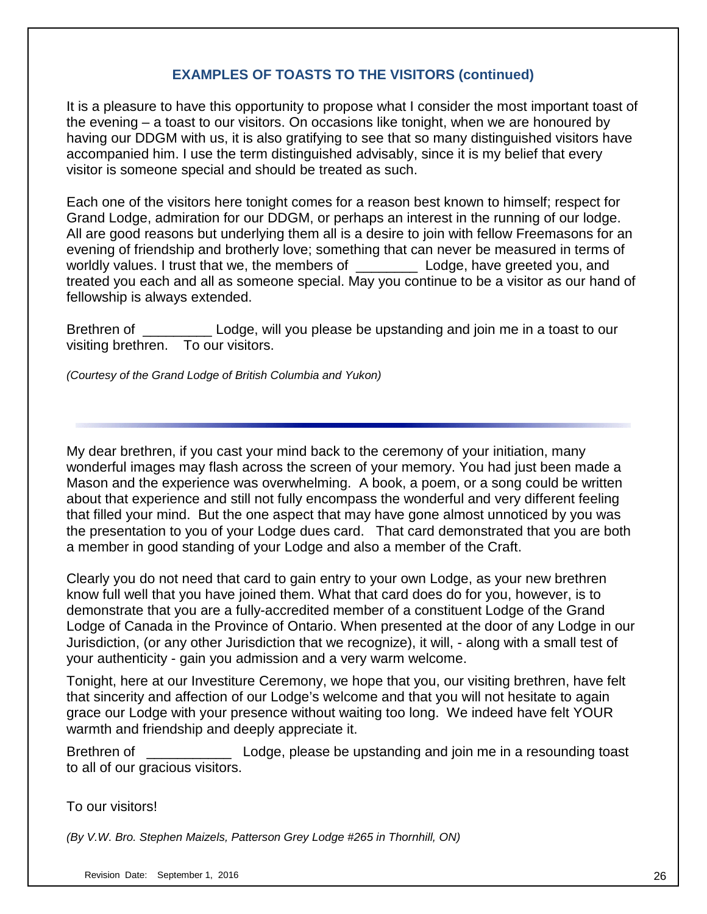## EXAMPLES OF TOASTS TO THE VISITORS (continued)

It is a pleasure to have this opportunity to propose what I consider the most important toast of the evening – a toast to our visitors. On occasions like tonight, when we are honoured by having our DDGM with us, it is also gratifying to see that so many distinguished visitors have accompanied him. I use the term distinguished advisably, since it is my belief that every visitor is someone special and should be treated as such.

Each one of the visitors here tonight comes for a reason best known to himself; respect for Grand Lodge, admiration for our DDGM, or perhaps an interest in the running of our lodge. All are good reasons but underlying them all is a desire to join with fellow Freemasons for an evening of friendship and brotherly love; something that can never be measured in terms of worldly values. I trust that we, the members of ________ Lodge, have greeted you, and treated you each and all as someone special. May you continue to be a visitor as our hand of fellowship is always extended.

Brethren of _________ Lodge, will you please be upstanding and join me in a toast to our visiting brethren. To our visitors.

*(Courtesy of the Grand Lodge of British Columbia and Yukon)*

---

My dear brethren, if you cast your mind back to the ceremony of your initiation, many wonderful images may flash across the screen of your memory. You had just been made a Mason and the experience was overwhelming. A book, a poem, or a song could be written about that experience and still not fully encompass the wonderful and very different feeling that filled your mind. But the one aspect that may have gone almost unnoticed by you was the presentation to you of your Lodge dues card. That card demonstrated that you are both a member in good standing of your Lodge and also a member of the Craft.

Clearly you do not need that card to gain entry to your own Lodge, as your new brethren know full well that you have joined them. What that card does do for you, however, is to demonstrate that you are a fully-accredited member of a constituent Lodge of the Grand Lodge of Canada in the Province of Ontario. When presented at the door of any Lodge in our Jurisdiction, (or any other Jurisdiction that we recognize), it will, - along with a small test of your authenticity - gain you admission and a very warm welcome.

Tonight, here at our Investiture Ceremony, we hope that you, our visiting brethren, have felt that sincerity and affection of our Lodge's welcome and that you will not hesitate to again grace our Lodge with your presence without waiting too long. We indeed have felt YOUR warmth and friendship and deeply appreciate it.

Brethren of ___________ Lodge, please be upstanding and join me in a resounding toast to all of our gracious visitors.

To our visitors!

*(By V.W. Bro. Stephen Maizels, Patterson Grey Lodge #265 in Thornhill, ON)*

Revision Date: September 1, 2016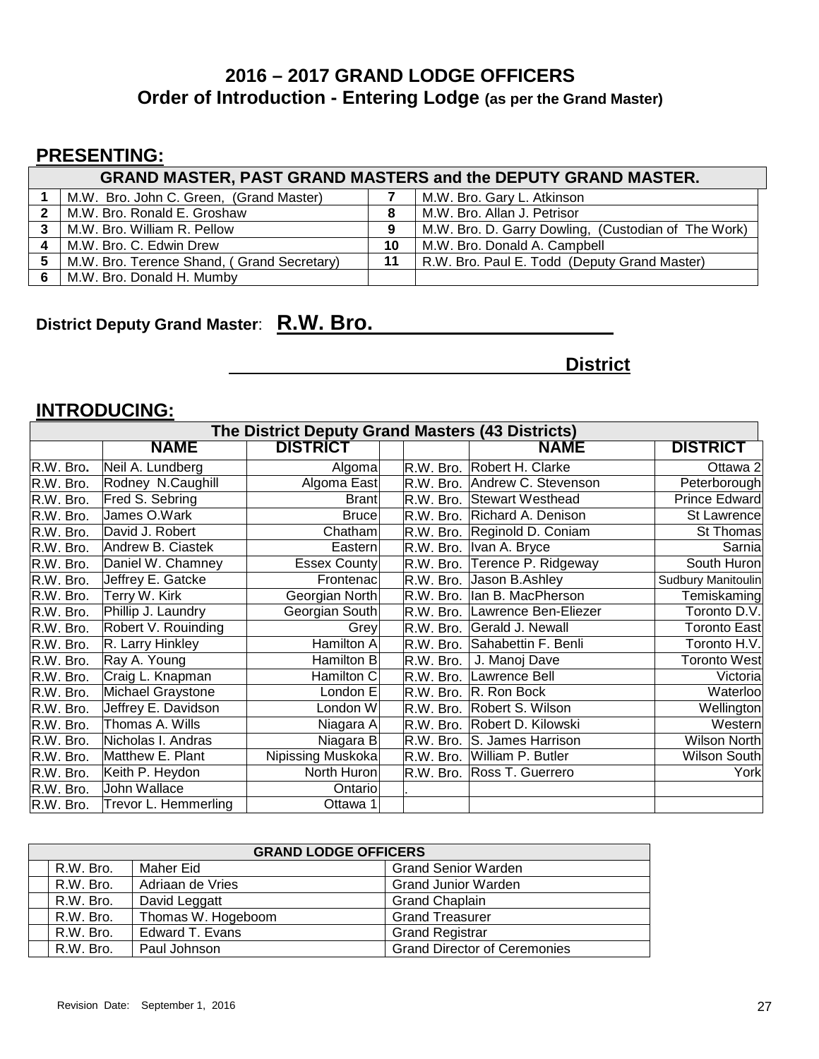## 2016 – 2017 GRAND LODGE OFFICERS

### Order of Introduction - Entering Lodge (as per the Grand Master)

## PRESENTING:

| GRAND MASTER, PAST GRAND MASTERS and the DEPUTY GRAND MASTER. | | | |
|---|---|---|---|
| 1 | M.W. Bro. John C. Green, (Grand Master) | 7 | M.W. Bro. Gary L. Atkinson |
| 2 | M.W. Bro. Ronald E. Groshaw | 8 | M.W. Bro. Allan J. Petrisor |
| 3 | M.W. Bro. William R. Pellow | 9 | M.W. Bro. D. Garry Dowling, (Custodian of The Work) |
| 4 | M.W. Bro. C. Edwin Drew | 10 | M.W. Bro. Donald A. Campbell |
| 5 | M.W. Bro. Terence Shand, ( Grand Secretary) | 11 | R.W. Bro. Paul E. Todd (Deputy Grand Master) |
| 6 | M.W. Bro. Donald H. Mumby | | |

**District Deputy Grand Master**: **R.W. Bro. ______________________**

**______________________________ District**

## INTRODUCING:

| The District Deputy Grand Masters (43 Districts) | | | | | | |
|---|---|---|---|---|---|---|
| | **NAME** | **DISTRICT** | | | **NAME** | **DISTRICT** |
| R.W. Bro. | Neil A. Lundberg | Algoma | | R.W. Bro. | Robert H. Clarke | Ottawa 2 |
| R.W. Bro. | Rodney N.Caughill | Algoma East | | R.W. Bro. | Andrew C. Stevenson | Peterborough |
| R.W. Bro. | Fred S. Sebring | Brant | | R.W. Bro. | Stewart Westhead | Prince Edward |
| R.W. Bro. | James O.Wark | Bruce | | R.W. Bro. | Richard A. Denison | St Lawrence |
| R.W. Bro. | David J. Robert | Chatham | | R.W. Bro. | Reginold D. Coniam | St Thomas |
| R.W. Bro. | Andrew B. Ciastek | Eastern | | R.W. Bro. | Ivan A. Bryce | Sarnia |
| R.W. Bro. | Daniel W. Chamney | Essex County | | R.W. Bro. | Terence P. Ridgeway | South Huron |
| R.W. Bro. | Jeffrey E. Gatcke | Frontenac | | R.W. Bro. | Jason B.Ashley | Sudbury Manitoulin |
| R.W. Bro. | Terry W. Kirk | Georgian North | | R.W. Bro. | Ian B. MacPherson | Temiskaming |
| R.W. Bro. | Phillip J. Laundry | Georgian South | | R.W. Bro. | Lawrence Ben-Eliezer | Toronto D.V. |
| R.W. Bro. | Robert V. Rouinding | Grey | | R.W. Bro. | Gerald J. Newall | Toronto East |
| R.W. Bro. | R. Larry Hinkley | Hamilton A | | R.W. Bro. | Sahabettin F. Benli | Toronto H.V. |
| R.W. Bro. | Ray A. Young | Hamilton B | | R.W. Bro. | J. Manoj Dave | Toronto West |
| R.W. Bro. | Craig L. Knapman | Hamilton C | | R.W. Bro. | Lawrence Bell | Victoria |
| R.W. Bro. | Michael Graystone | London E | | R.W. Bro. | R. Ron Bock | Waterloo |
| R.W. Bro. | Jeffrey E. Davidson | London W | | R.W. Bro. | Robert S. Wilson | Wellington |
| R.W. Bro. | Thomas A. Wills | Niagara A | | R.W. Bro. | Robert D. Kilowski | Western |
| R.W. Bro. | Nicholas I. Andras | Niagara B | | R.W. Bro. | S. James Harrison | Wilson North |
| R.W. Bro. | Matthew E. Plant | Nipissing Muskoka | | R.W. Bro. | William P. Butler | Wilson South |
| R.W. Bro. | Keith P. Heydon | North Huron | | R.W. Bro. | Ross T. Guerrero | York |
| R.W. Bro. | John Wallace | Ontario | | . | | |
| R.W. Bro. | Trevor L. Hemmerling | Ottawa 1 | | | | |

| GRAND LODGE OFFICERS | | | |
|---|---|---|---|
| | R.W. Bro. | Maher Eid | Grand Senior Warden |
| | R.W. Bro. | Adriaan de Vries | Grand Junior Warden |
| | R.W. Bro. | David Leggatt | Grand Chaplain |
| | R.W. Bro. | Thomas W. Hogeboom | Grand Treasurer |
| | R.W. Bro. | Edward T. Evans | Grand Registrar |
| | R.W. Bro. | Paul Johnson | Grand Director of Ceremonies |

Revision Date: September 1, 2016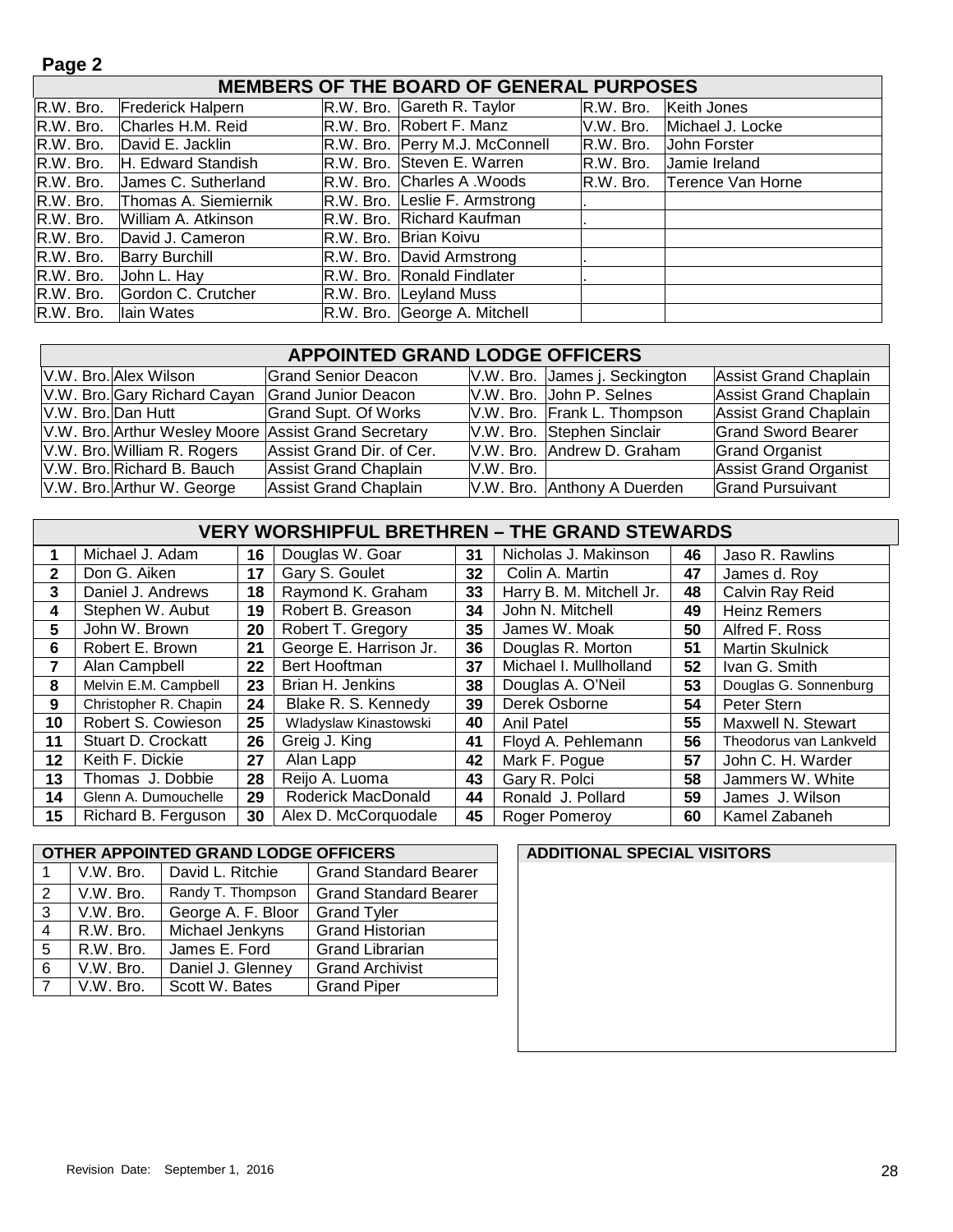**Page 2**

## MEMBERS OF THE BOARD OF GENERAL PURPOSES

| | | | | | |
|---|---|---|---|---|---|
| R.W. Bro. | Frederick Halpern | R.W. Bro. | Gareth R. Taylor | R.W. Bro. | Keith Jones |
| R.W. Bro. | Charles H.M. Reid | R.W. Bro. | Robert F. Manz | V.W. Bro. | Michael J. Locke |
| R.W. Bro. | David E. Jacklin | R.W. Bro. | Perry M.J. McConnell | R.W. Bro. | John Forster |
| R.W. Bro. | H. Edward Standish | R.W. Bro. | Steven E. Warren | R.W. Bro. | Jamie Ireland |
| R.W. Bro. | James C. Sutherland | R.W. Bro. | Charles A .Woods | R.W. Bro. | Terence Van Horne |
| R.W. Bro. | Thomas A. Siemiernik | R.W. Bro. | Leslie F. Armstrong | . | |
| R.W. Bro. | William A. Atkinson | R.W. Bro. | Richard Kaufman | . | |
| R.W. Bro. | David J. Cameron | R.W. Bro. | Brian Koivu | | |
| R.W. Bro. | Barry Burchill | R.W. Bro. | David Armstrong | . | |
| R.W. Bro. | John L. Hay | R.W. Bro. | Ronald Findlater | . | |
| R.W. Bro. | Gordon C. Crutcher | R.W. Bro. | Leyland Muss | | |
| R.W. Bro. | Iain Wates | R.W. Bro. | George A. Mitchell | | |

## APPOINTED GRAND LODGE OFFICERS

| | | | | | |
|---|---|---|---|---|---|
| V.W. Bro. | Alex Wilson | Grand Senior Deacon | V.W. Bro. | James j. Seckington | Assist Grand Chaplain |
| V.W. Bro. | Gary Richard Cayan | Grand Junior Deacon | V.W. Bro. | John P. Selnes | Assist Grand Chaplain |
| V.W. Bro. | Dan Hutt | Grand Supt. Of Works | V.W. Bro. | Frank L. Thompson | Assist Grand Chaplain |
| V.W. Bro. | Arthur Wesley Moore | Assist Grand Secretary | V.W. Bro. | Stephen Sinclair | Grand Sword Bearer |
| V.W. Bro. | William R. Rogers | Assist Grand Dir. of Cer. | V.W. Bro. | Andrew D. Graham | Grand Organist |
| V.W. Bro. | Richard B. Bauch | Assist Grand Chaplain | V.W. Bro. | | Assist Grand Organist |
| V.W. Bro. | Arthur W. George | Assist Grand Chaplain | V.W. Bro. | Anthony A Duerden | Grand Pursuivant |

## VERY WORSHIPFUL BRETHREN – THE GRAND STEWARDS

| | | | | | | | |
|---|---|---|---|---|---|---|---|
| 1 | Michael J. Adam | 16 | Douglas W. Goar | 31 | Nicholas J. Makinson | 46 | Jaso R. Rawlins |
| 2 | Don G. Aiken | 17 | Gary S. Goulet | 32 | Colin A. Martin | 47 | James d. Roy |
| 3 | Daniel J. Andrews | 18 | Raymond K. Graham | 33 | Harry B. M. Mitchell Jr. | 48 | Calvin Ray Reid |
| 4 | Stephen W. Aubut | 19 | Robert B. Greason | 34 | John N. Mitchell | 49 | Heinz Remers |
| 5 | John W. Brown | 20 | Robert T. Gregory | 35 | James W. Moak | 50 | Alfred F. Ross |
| 6 | Robert E. Brown | 21 | George E. Harrison Jr. | 36 | Douglas R. Morton | 51 | Martin Skulnick |
| 7 | Alan Campbell | 22 | Bert Hooftman | 37 | Michael I. Mullholland | 52 | Ivan G. Smith |
| 8 | Melvin E.M. Campbell | 23 | Brian H. Jenkins | 38 | Douglas A. O'Neil | 53 | Douglas G. Sonnenburg |
| 9 | Christopher R. Chapin | 24 | Blake R. S. Kennedy | 39 | Derek Osborne | 54 | Peter Stern |
| 10 | Robert S. Cowieson | 25 | Wladyslaw Kinastowski | 40 | Anil Patel | 55 | Maxwell N. Stewart |
| 11 | Stuart D. Crockatt | 26 | Greig J. King | 41 | Floyd A. Pehlemann | 56 | Theodorus van Lankveld |
| 12 | Keith F. Dickie | 27 | Alan Lapp | 42 | Mark F. Pogue | 57 | John C. H. Warder |
| 13 | Thomas J. Dobbie | 28 | Reijo A. Luoma | 43 | Gary R. Polci | 58 | Jammers W. White |
| 14 | Glenn A. Dumouchelle | 29 | Roderick MacDonald | 44 | Ronald J. Pollard | 59 | James J. Wilson |
| 15 | Richard B. Ferguson | 30 | Alex D. McCorquodale | 45 | Roger Pomeroy | 60 | Kamel Zabaneh |

## OTHER APPOINTED GRAND LODGE OFFICERS

| | | | |
|---|---|---|---|
| 1 | V.W. Bro. | David L. Ritchie | Grand Standard Bearer |
| 2 | V.W. Bro. | Randy T. Thompson | Grand Standard Bearer |
| 3 | V.W. Bro. | George A. F. Bloor | Grand Tyler |
| 4 | R.W. Bro. | Michael Jenkyns | Grand Historian |
| 5 | R.W. Bro. | James E. Ford | Grand Librarian |
| 6 | V.W. Bro. | Daniel J. Glenney | Grand Archivist |
| 7 | V.W. Bro. | Scott W. Bates | Grand Piper |

## ADDITIONAL SPECIAL VISITORS

Revision Date: September 1, 2016